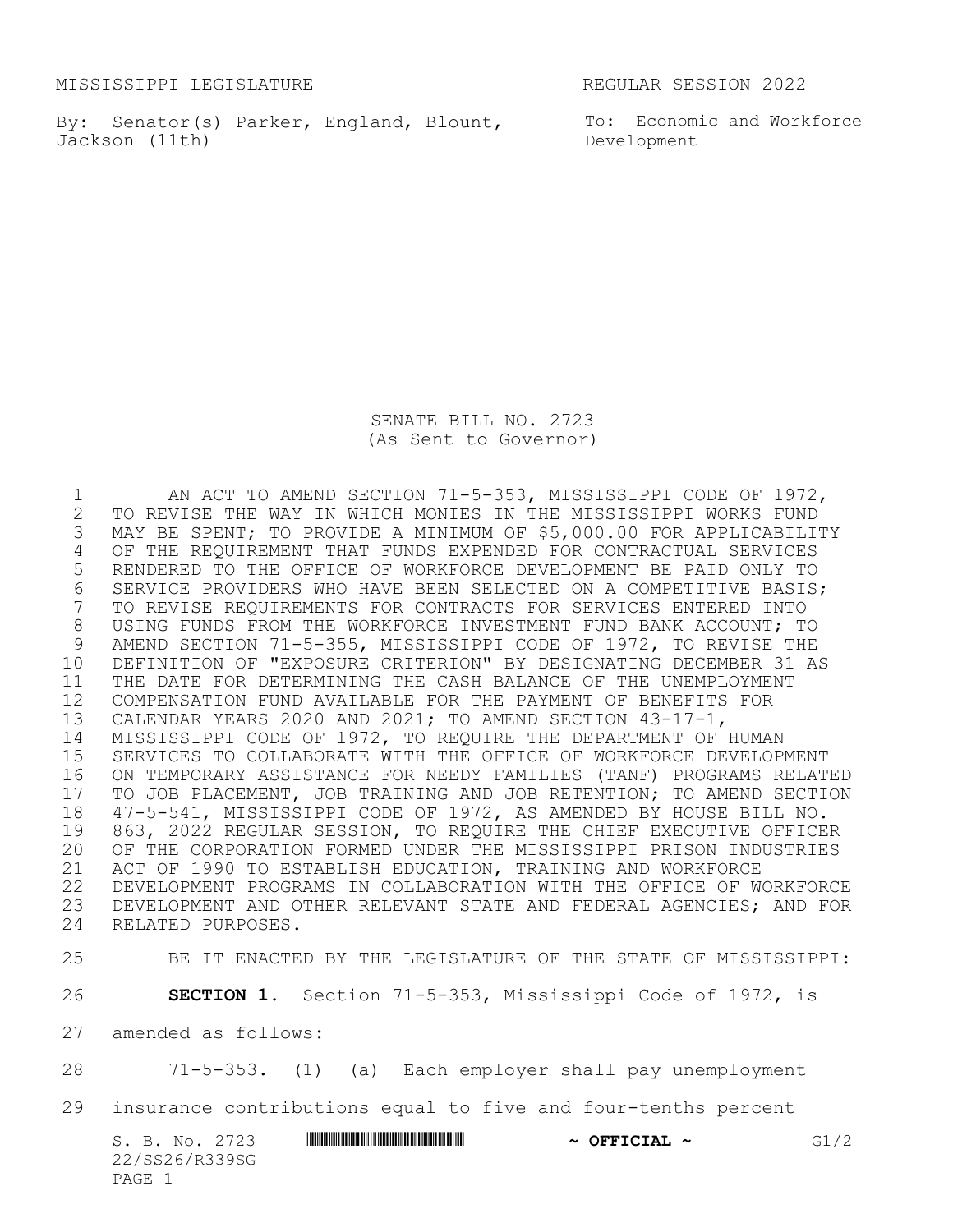MISSISSIPPI LEGISLATURE REGULAR SESSION 2022

By: Senator(s) Parker, England, Blount, Jackson (11th)

To: Economic and Workforce Development

# SENATE BILL NO. 2723
(As Sent to Governor)

AN ACT TO AMEND SECTION 71-5-353, MISSISSIPPI CODE OF 1972, TO REVISE THE WAY IN WHICH MONIES IN THE MISSISSIPPI WORKS FUND MAY BE SPENT; TO PROVIDE A MINIMUM OF $5,000.00 FOR APPLICABILITY OF THE REQUIREMENT THAT FUNDS EXPENDED FOR CONTRACTUAL SERVICES RENDERED TO THE OFFICE OF WORKFORCE DEVELOPMENT BE PAID ONLY TO SERVICE PROVIDERS WHO HAVE BEEN SELECTED ON A COMPETITIVE BASIS; TO REVISE REQUIREMENTS FOR CONTRACTS FOR SERVICES ENTERED INTO USING FUNDS FROM THE WORKFORCE INVESTMENT FUND BANK ACCOUNT; TO AMEND SECTION 71-5-355, MISSISSIPPI CODE OF 1972, TO REVISE THE DEFINITION OF "EXPOSURE CRITERION" BY DESIGNATING DECEMBER 31 AS THE DATE FOR DETERMINING THE CASH BALANCE OF THE UNEMPLOYMENT COMPENSATION FUND AVAILABLE FOR THE PAYMENT OF BENEFITS FOR CALENDAR YEARS 2020 AND 2021; TO AMEND SECTION 43-17-1, MISSISSIPPI CODE OF 1972, TO REQUIRE THE DEPARTMENT OF HUMAN SERVICES TO COLLABORATE WITH THE OFFICE OF WORKFORCE DEVELOPMENT ON TEMPORARY ASSISTANCE FOR NEEDY FAMILIES (TANF) PROGRAMS RELATED TO JOB PLACEMENT, JOB TRAINING AND JOB RETENTION; TO AMEND SECTION 47-5-541, MISSISSIPPI CODE OF 1972, AS AMENDED BY HOUSE BILL NO. 863, 2022 REGULAR SESSION, TO REQUIRE THE CHIEF EXECUTIVE OFFICER OF THE CORPORATION FORMED UNDER THE MISSISSIPPI PRISON INDUSTRIES ACT OF 1990 TO ESTABLISH EDUCATION, TRAINING AND WORKFORCE DEVELOPMENT PROGRAMS IN COLLABORATION WITH THE OFFICE OF WORKFORCE DEVELOPMENT AND OTHER RELEVANT STATE AND FEDERAL AGENCIES; AND FOR RELATED PURPOSES.

BE IT ENACTED BY THE LEGISLATURE OF THE STATE OF MISSISSIPPI:

**SECTION 1.** Section 71-5-353, Mississippi Code of 1972, is amended as follows:

71-5-353. (1) (a) Each employer shall pay unemployment insurance contributions equal to five and four-tenths percent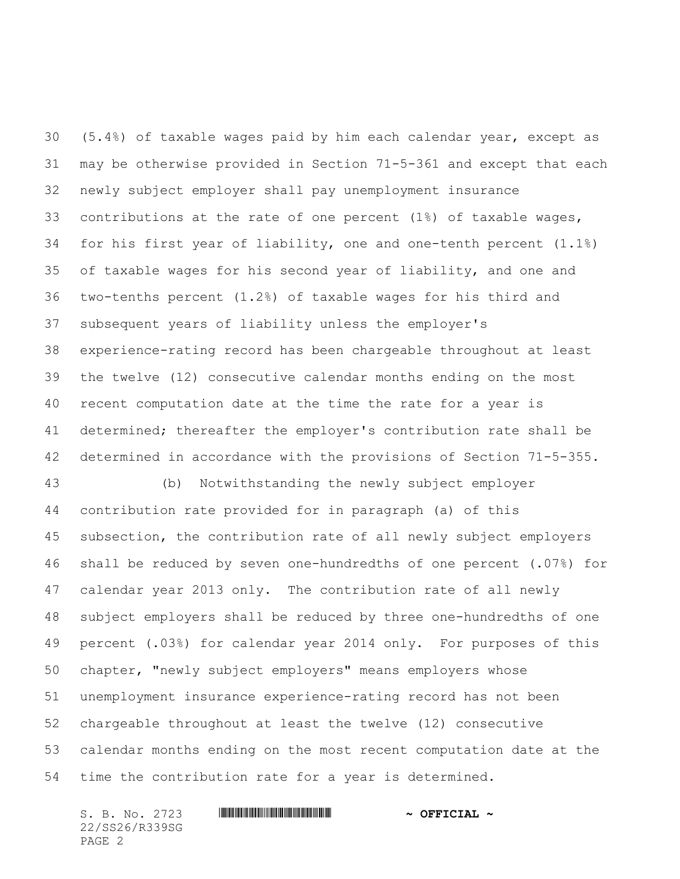(5.4%) of taxable wages paid by him each calendar year, except as may be otherwise provided in Section 71-5-361 and except that each newly subject employer shall pay unemployment insurance contributions at the rate of one percent (1%) of taxable wages, for his first year of liability, one and one-tenth percent (1.1%) of taxable wages for his second year of liability, and one and two-tenths percent (1.2%) of taxable wages for his third and subsequent years of liability unless the employer's experience-rating record has been chargeable throughout at least the twelve (12) consecutive calendar months ending on the most recent computation date at the time the rate for a year is determined; thereafter the employer's contribution rate shall be determined in accordance with the provisions of Section 71-5-355.

(b) Notwithstanding the newly subject employer contribution rate provided for in paragraph (a) of this subsection, the contribution rate of all newly subject employers shall be reduced by seven one-hundredths of one percent (.07%) for calendar year 2013 only. The contribution rate of all newly subject employers shall be reduced by three one-hundredths of one percent (.03%) for calendar year 2014 only. For purposes of this chapter, "newly subject employers" means employers whose unemployment insurance experience-rating record has not been chargeable throughout at least the twelve (12) consecutive calendar months ending on the most recent computation date at the time the contribution rate for a year is determined.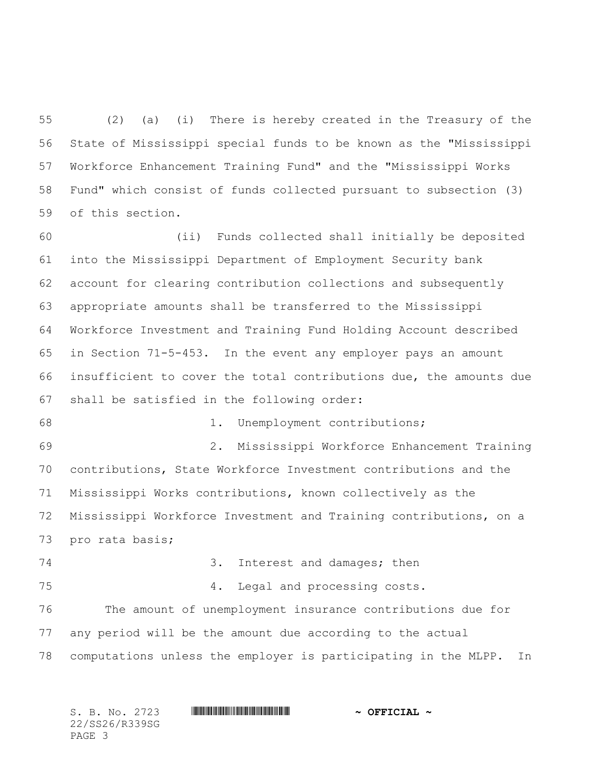(2) (a) (i) There is hereby created in the Treasury of the State of Mississippi special funds to be known as the "Mississippi Workforce Enhancement Training Fund" and the "Mississippi Works Fund" which consist of funds collected pursuant to subsection (3) of this section.

(ii) Funds collected shall initially be deposited into the Mississippi Department of Employment Security bank account for clearing contribution collections and subsequently appropriate amounts shall be transferred to the Mississippi Workforce Investment and Training Fund Holding Account described in Section 71-5-453. In the event any employer pays an amount insufficient to cover the total contributions due, the amounts due shall be satisfied in the following order:

1. Unemployment contributions;

2. Mississippi Workforce Enhancement Training contributions, State Workforce Investment contributions and the Mississippi Works contributions, known collectively as the Mississippi Workforce Investment and Training contributions, on a pro rata basis;

3. Interest and damages; then

4. Legal and processing costs.

The amount of unemployment insurance contributions due for any period will be the amount due according to the actual computations unless the employer is participating in the MLPP. In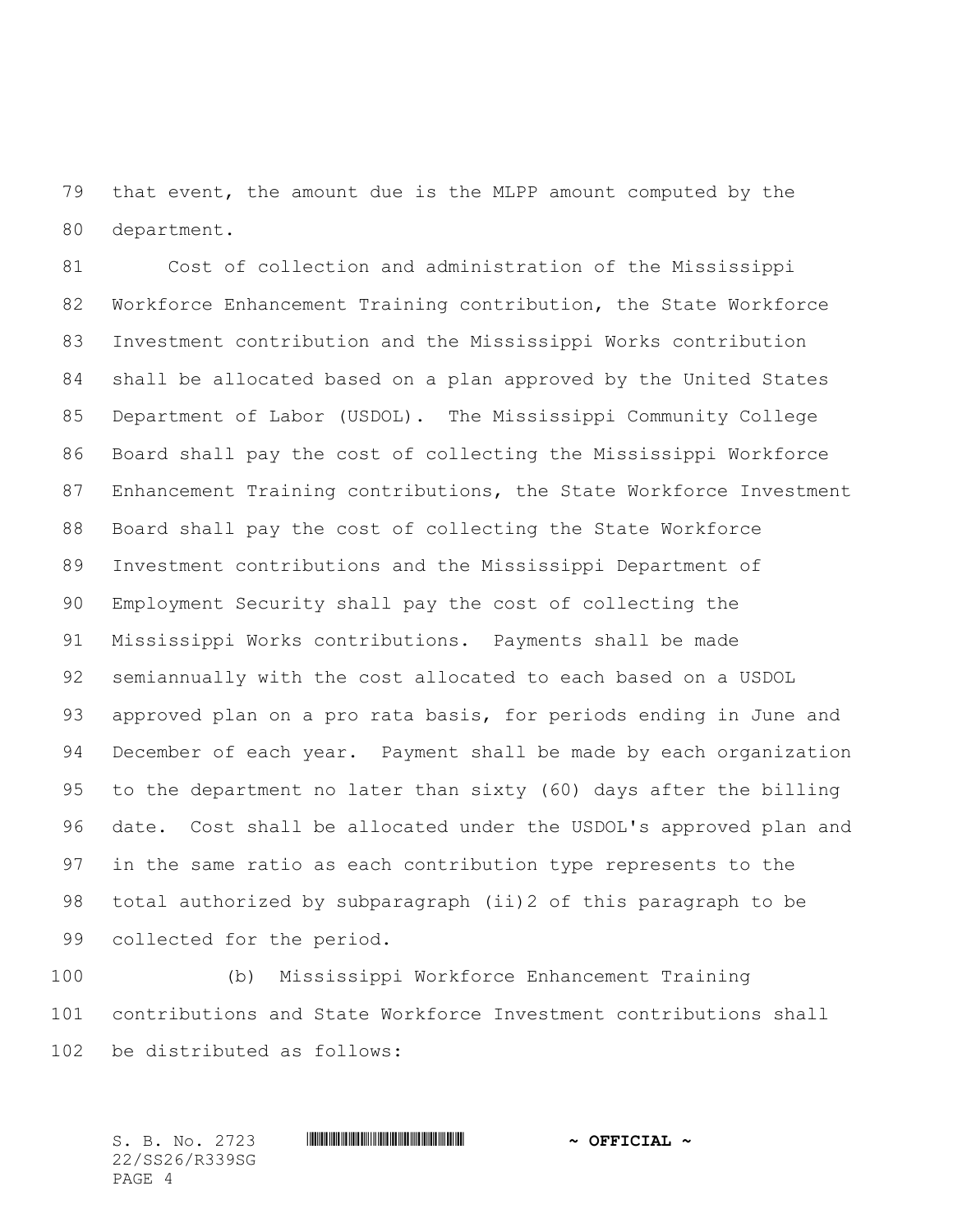that event, the amount due is the MLPP amount computed by the department.

Cost of collection and administration of the Mississippi Workforce Enhancement Training contribution, the State Workforce Investment contribution and the Mississippi Works contribution shall be allocated based on a plan approved by the United States Department of Labor (USDOL). The Mississippi Community College Board shall pay the cost of collecting the Mississippi Workforce Enhancement Training contributions, the State Workforce Investment Board shall pay the cost of collecting the State Workforce Investment contributions and the Mississippi Department of Employment Security shall pay the cost of collecting the Mississippi Works contributions. Payments shall be made semiannually with the cost allocated to each based on a USDOL approved plan on a pro rata basis, for periods ending in June and December of each year. Payment shall be made by each organization to the department no later than sixty (60) days after the billing date. Cost shall be allocated under the USDOL's approved plan and in the same ratio as each contribution type represents to the total authorized by subparagraph (ii)2 of this paragraph to be collected for the period.

(b) Mississippi Workforce Enhancement Training contributions and State Workforce Investment contributions shall be distributed as follows: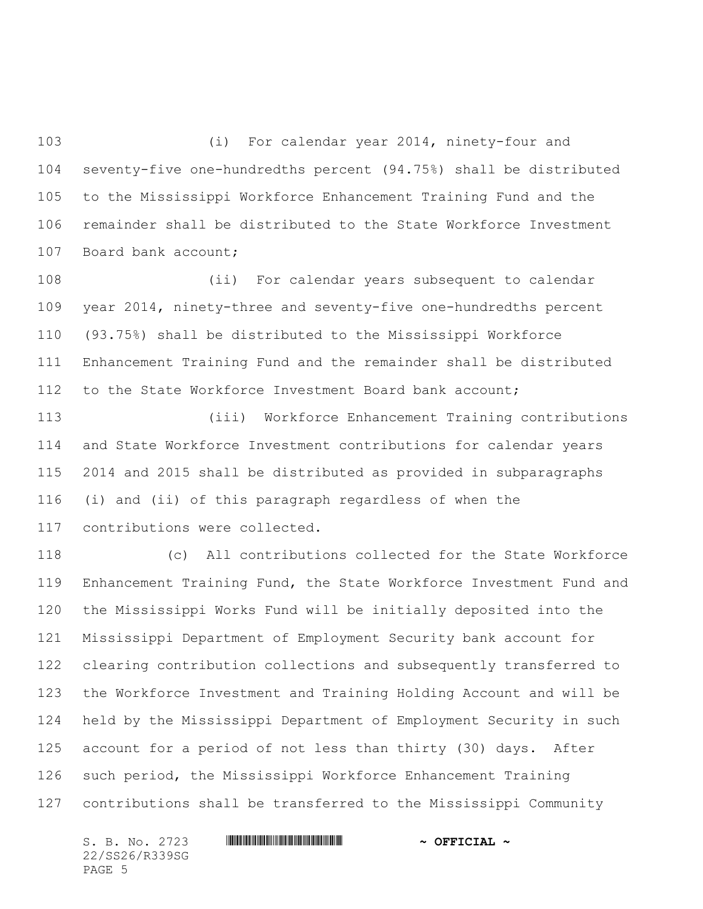(i) For calendar year 2014, ninety-four and seventy-five one-hundredths percent (94.75%) shall be distributed to the Mississippi Workforce Enhancement Training Fund and the remainder shall be distributed to the State Workforce Investment Board bank account;

(ii) For calendar years subsequent to calendar year 2014, ninety-three and seventy-five one-hundredths percent (93.75%) shall be distributed to the Mississippi Workforce Enhancement Training Fund and the remainder shall be distributed to the State Workforce Investment Board bank account;

(iii) Workforce Enhancement Training contributions and State Workforce Investment contributions for calendar years 2014 and 2015 shall be distributed as provided in subparagraphs (i) and (ii) of this paragraph regardless of when the contributions were collected.

(c) All contributions collected for the State Workforce Enhancement Training Fund, the State Workforce Investment Fund and the Mississippi Works Fund will be initially deposited into the Mississippi Department of Employment Security bank account for clearing contribution collections and subsequently transferred to the Workforce Investment and Training Holding Account and will be held by the Mississippi Department of Employment Security in such account for a period of not less than thirty (30) days. After such period, the Mississippi Workforce Enhancement Training contributions shall be transferred to the Mississippi Community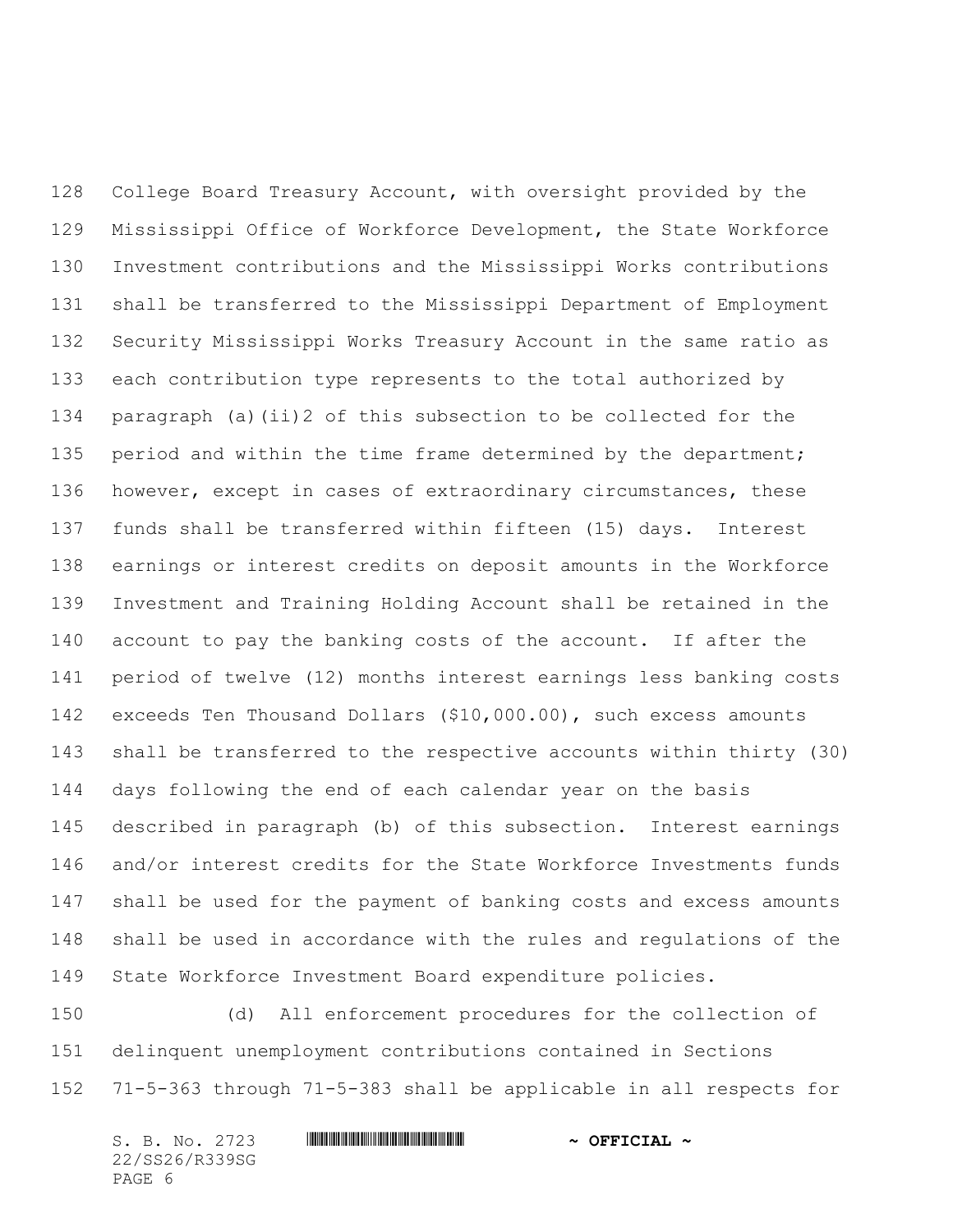College Board Treasury Account, with oversight provided by the Mississippi Office of Workforce Development, the State Workforce Investment contributions and the Mississippi Works contributions shall be transferred to the Mississippi Department of Employment Security Mississippi Works Treasury Account in the same ratio as each contribution type represents to the total authorized by paragraph (a)(ii)2 of this subsection to be collected for the period and within the time frame determined by the department; however, except in cases of extraordinary circumstances, these funds shall be transferred within fifteen (15) days. Interest earnings or interest credits on deposit amounts in the Workforce Investment and Training Holding Account shall be retained in the account to pay the banking costs of the account. If after the period of twelve (12) months interest earnings less banking costs exceeds Ten Thousand Dollars ($10,000.00), such excess amounts shall be transferred to the respective accounts within thirty (30) days following the end of each calendar year on the basis described in paragraph (b) of this subsection. Interest earnings and/or interest credits for the State Workforce Investments funds shall be used for the payment of banking costs and excess amounts shall be used in accordance with the rules and regulations of the State Workforce Investment Board expenditure policies.

(d) All enforcement procedures for the collection of delinquent unemployment contributions contained in Sections 71-5-363 through 71-5-383 shall be applicable in all respects for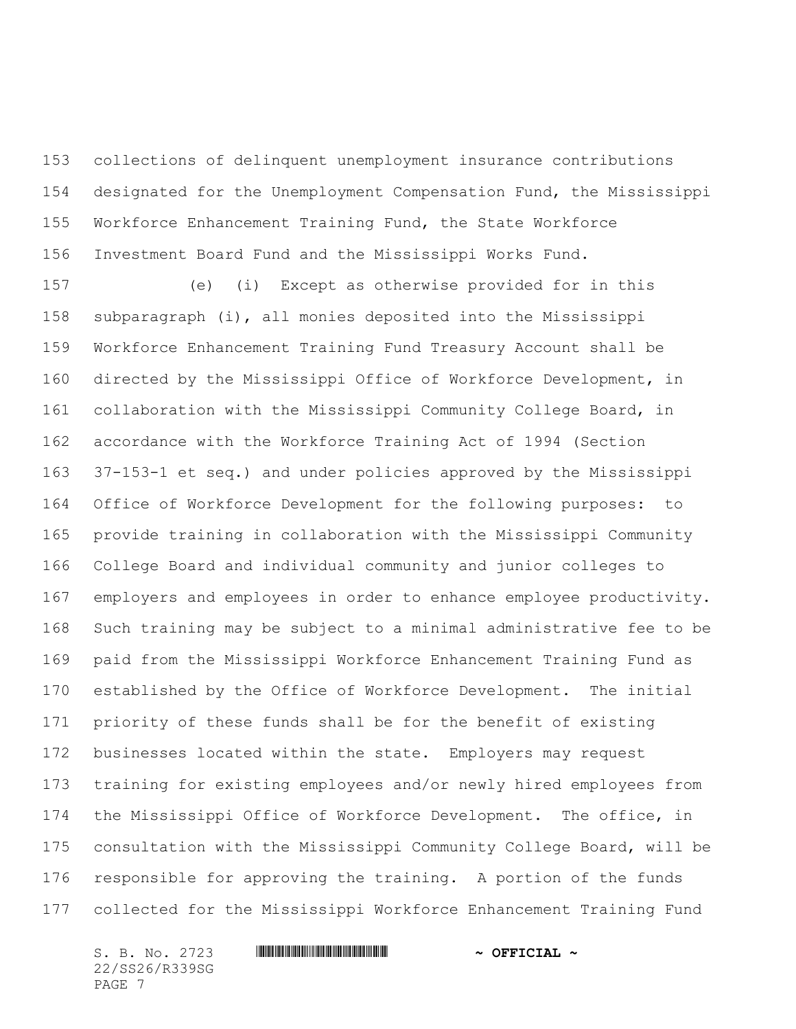collections of delinquent unemployment insurance contributions designated for the Unemployment Compensation Fund, the Mississippi Workforce Enhancement Training Fund, the State Workforce Investment Board Fund and the Mississippi Works Fund.

(e) (i) Except as otherwise provided for in this subparagraph (i), all monies deposited into the Mississippi Workforce Enhancement Training Fund Treasury Account shall be directed by the Mississippi Office of Workforce Development, in collaboration with the Mississippi Community College Board, in accordance with the Workforce Training Act of 1994 (Section 37-153-1 et seq.) and under policies approved by the Mississippi Office of Workforce Development for the following purposes: to provide training in collaboration with the Mississippi Community College Board and individual community and junior colleges to employers and employees in order to enhance employee productivity. Such training may be subject to a minimal administrative fee to be paid from the Mississippi Workforce Enhancement Training Fund as established by the Office of Workforce Development. The initial priority of these funds shall be for the benefit of existing businesses located within the state. Employers may request training for existing employees and/or newly hired employees from the Mississippi Office of Workforce Development. The office, in consultation with the Mississippi Community College Board, will be responsible for approving the training. A portion of the funds collected for the Mississippi Workforce Enhancement Training Fund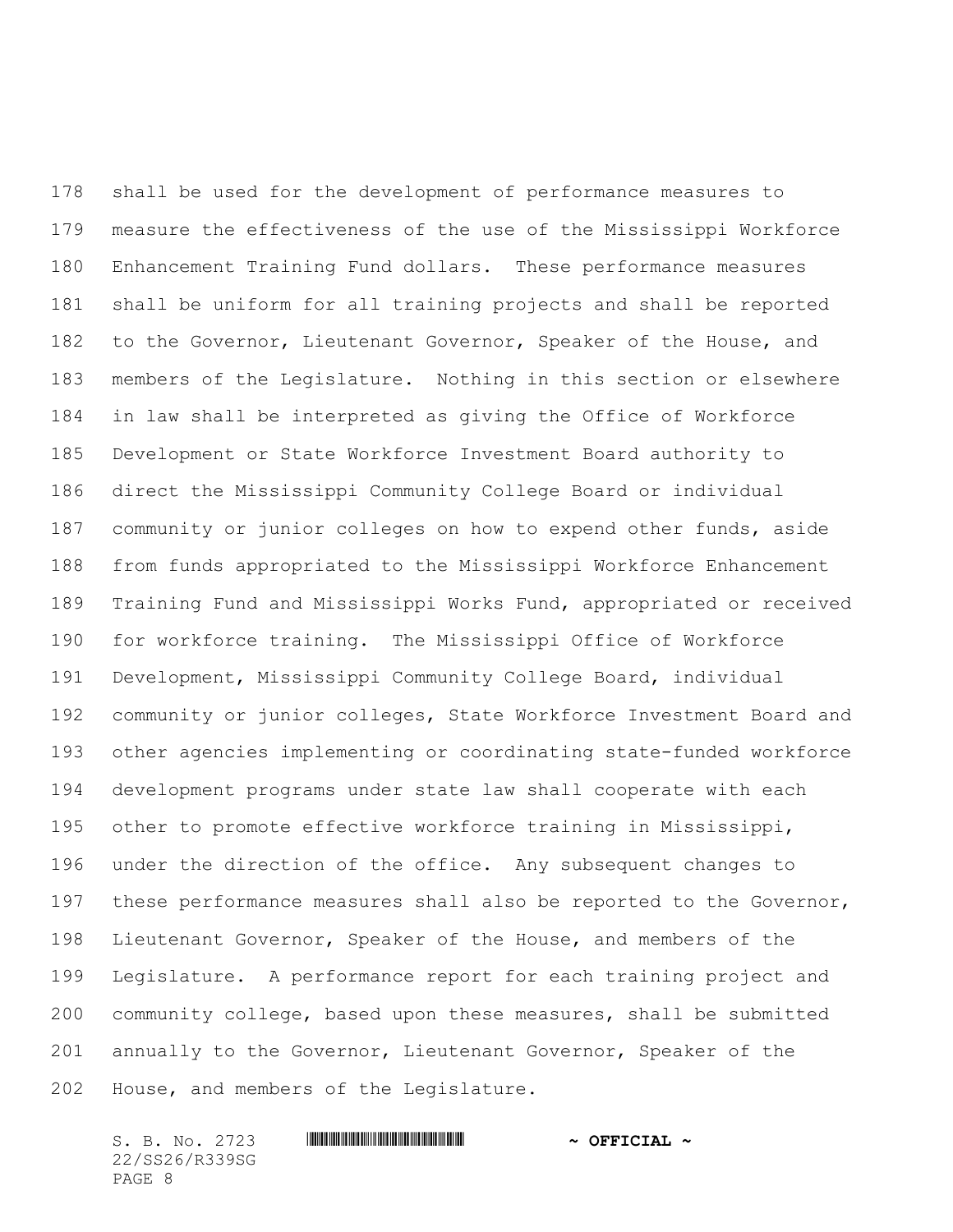shall be used for the development of performance measures to measure the effectiveness of the use of the Mississippi Workforce Enhancement Training Fund dollars. These performance measures shall be uniform for all training projects and shall be reported to the Governor, Lieutenant Governor, Speaker of the House, and members of the Legislature. Nothing in this section or elsewhere in law shall be interpreted as giving the Office of Workforce Development or State Workforce Investment Board authority to direct the Mississippi Community College Board or individual community or junior colleges on how to expend other funds, aside from funds appropriated to the Mississippi Workforce Enhancement Training Fund and Mississippi Works Fund, appropriated or received for workforce training. The Mississippi Office of Workforce Development, Mississippi Community College Board, individual community or junior colleges, State Workforce Investment Board and other agencies implementing or coordinating state-funded workforce development programs under state law shall cooperate with each other to promote effective workforce training in Mississippi, under the direction of the office. Any subsequent changes to these performance measures shall also be reported to the Governor, Lieutenant Governor, Speaker of the House, and members of the Legislature. A performance report for each training project and community college, based upon these measures, shall be submitted annually to the Governor, Lieutenant Governor, Speaker of the House, and members of the Legislature.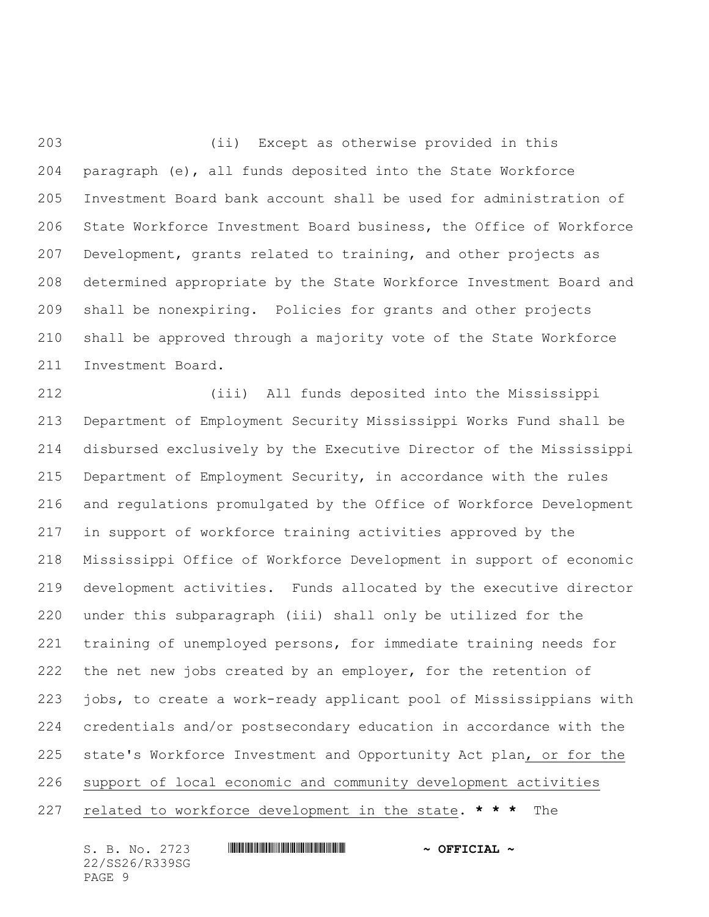(ii) Except as otherwise provided in this paragraph (e), all funds deposited into the State Workforce Investment Board bank account shall be used for administration of State Workforce Investment Board business, the Office of Workforce Development, grants related to training, and other projects as determined appropriate by the State Workforce Investment Board and shall be nonexpiring. Policies for grants and other projects shall be approved through a majority vote of the State Workforce Investment Board.

(iii) All funds deposited into the Mississippi Department of Employment Security Mississippi Works Fund shall be disbursed exclusively by the Executive Director of the Mississippi Department of Employment Security, in accordance with the rules and regulations promulgated by the Office of Workforce Development in support of workforce training activities approved by the Mississippi Office of Workforce Development in support of economic development activities. Funds allocated by the executive director under this subparagraph (iii) shall only be utilized for the training of unemployed persons, for immediate training needs for the net new jobs created by an employer, for the retention of jobs, to create a work-ready applicant pool of Mississippians with credentials and/or postsecondary education in accordance with the state's Workforce Investment and Opportunity Act plan<u>, or for the support of local economic and community development activities related to workforce development in the state</u>. **\* \* \*** The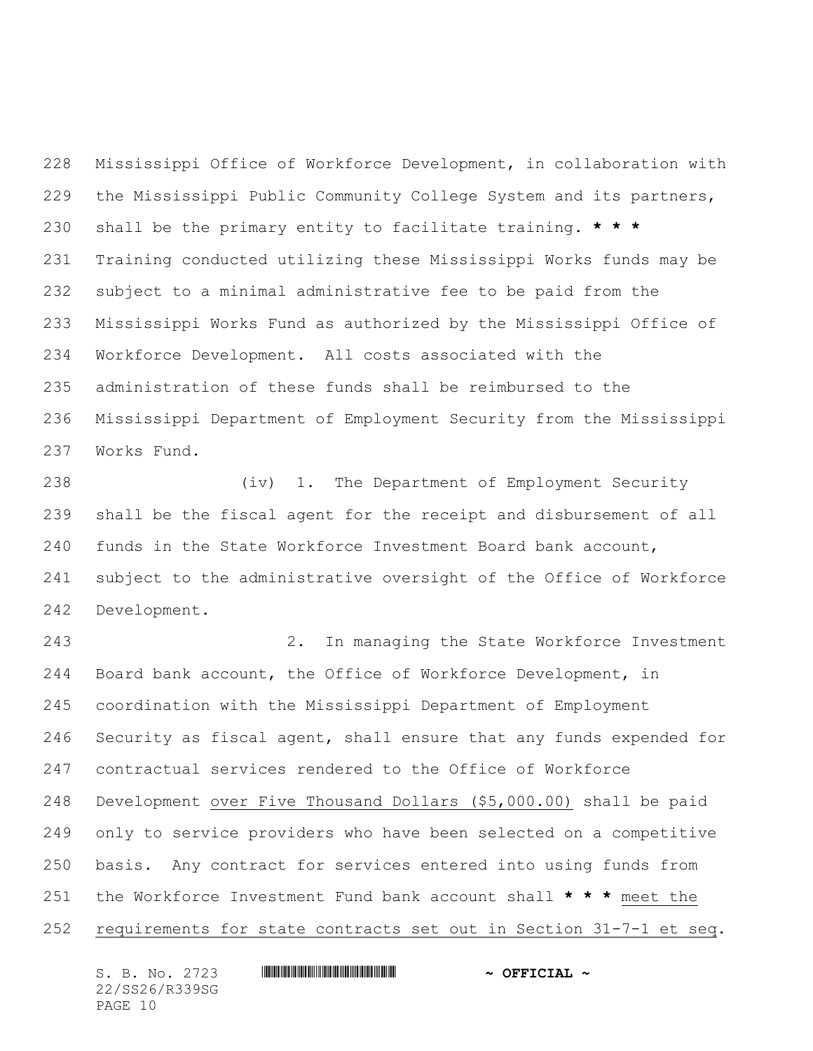Mississippi Office of Workforce Development, in collaboration with the Mississippi Public Community College System and its partners, shall be the primary entity to facilitate training. **\* \* \*** Training conducted utilizing these Mississippi Works funds may be subject to a minimal administrative fee to be paid from the Mississippi Works Fund as authorized by the Mississippi Office of Workforce Development. All costs associated with the administration of these funds shall be reimbursed to the Mississippi Department of Employment Security from the Mississippi Works Fund.

(iv) 1. The Department of Employment Security shall be the fiscal agent for the receipt and disbursement of all funds in the State Workforce Investment Board bank account, subject to the administrative oversight of the Office of Workforce Development.

2. In managing the State Workforce Investment Board bank account, the Office of Workforce Development, in coordination with the Mississippi Department of Employment Security as fiscal agent, shall ensure that any funds expended for contractual services rendered to the Office of Workforce Development <u>over Five Thousand Dollars ($5,000.00)</u> shall be paid only to service providers who have been selected on a competitive basis. Any contract for services entered into using funds from the Workforce Investment Fund bank account shall **\* \* \*** <u>meet the requirements for state contracts set out in Section 31-7-1 et seq</u>.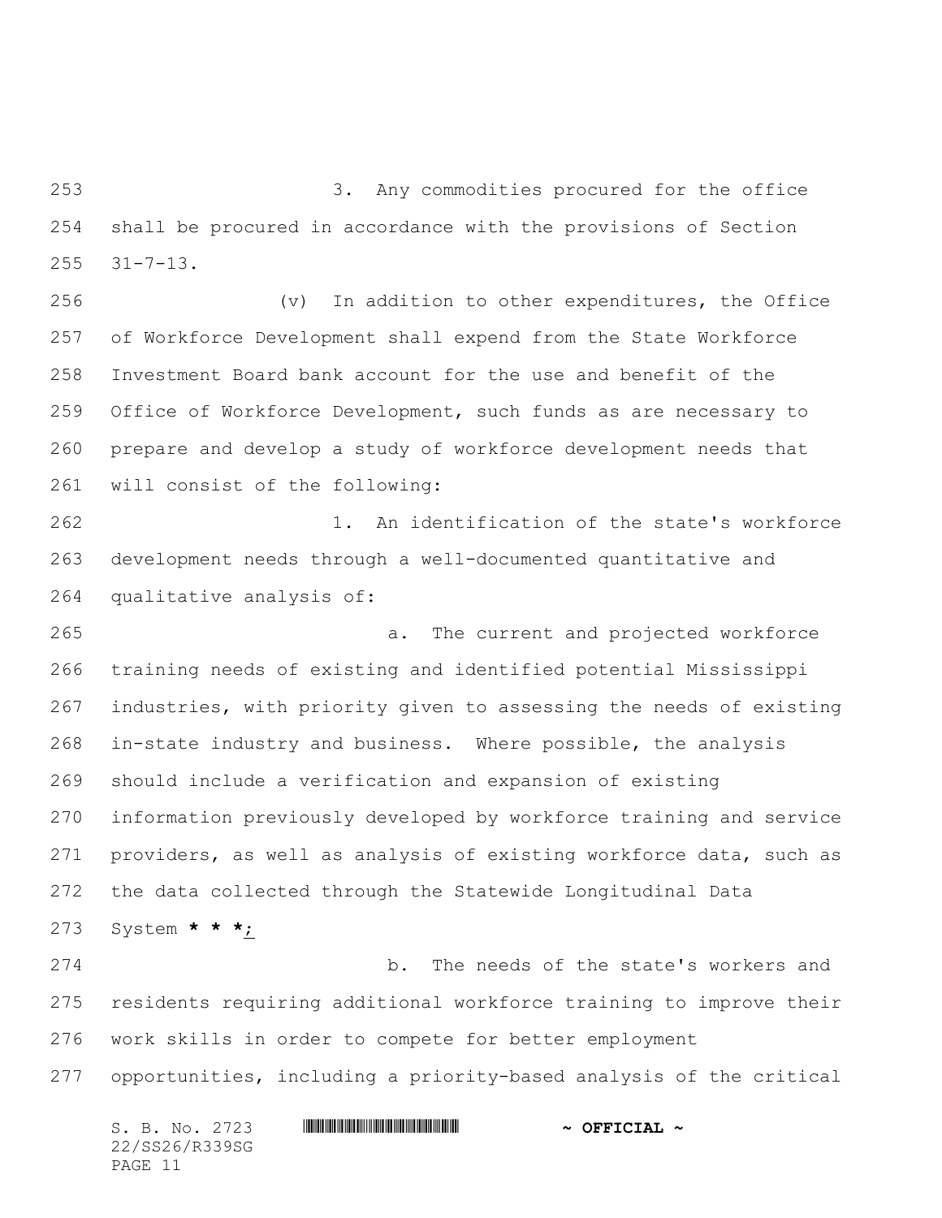3. Any commodities procured for the office shall be procured in accordance with the provisions of Section 31-7-13.

(v) In addition to other expenditures, the Office of Workforce Development shall expend from the State Workforce Investment Board bank account for the use and benefit of the Office of Workforce Development, such funds as are necessary to prepare and develop a study of workforce development needs that will consist of the following:

1. An identification of the state's workforce development needs through a well-documented quantitative and qualitative analysis of:

a. The current and projected workforce training needs of existing and identified potential Mississippi industries, with priority given to assessing the needs of existing in-state industry and business. Where possible, the analysis should include a verification and expansion of existing information previously developed by workforce training and service providers, as well as analysis of existing workforce data, such as the data collected through the Statewide Longitudinal Data System **\* \* \***;

b. The needs of the state's workers and residents requiring additional workforce training to improve their work skills in order to compete for better employment opportunities, including a priority-based analysis of the critical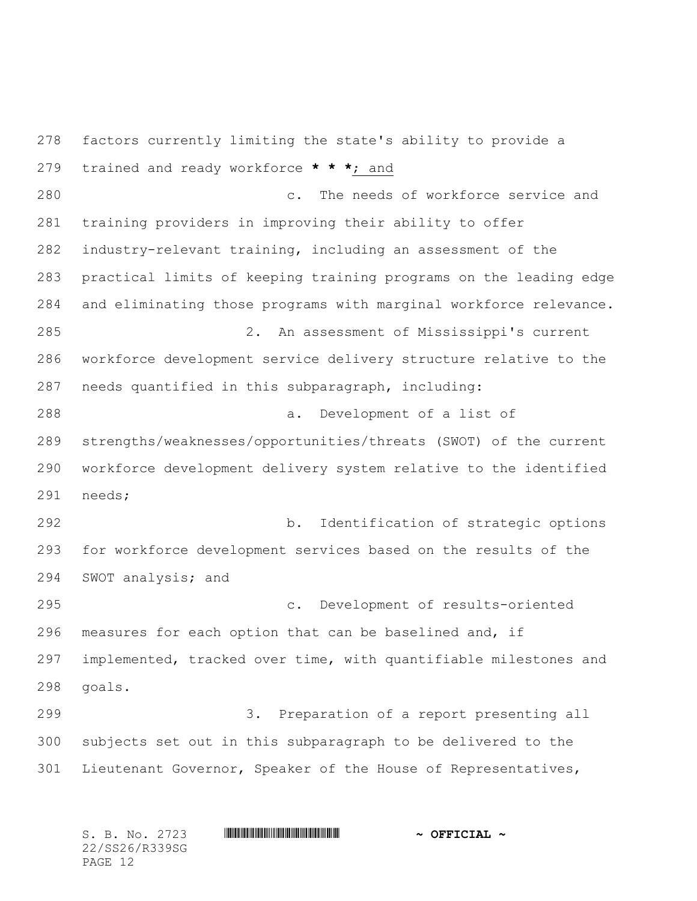factors currently limiting the state's ability to provide a trained and ready workforce **\* \* \***; and

c. The needs of workforce service and training providers in improving their ability to offer industry-relevant training, including an assessment of the practical limits of keeping training programs on the leading edge and eliminating those programs with marginal workforce relevance.

2. An assessment of Mississippi's current workforce development service delivery structure relative to the needs quantified in this subparagraph, including:

a. Development of a list of strengths/weaknesses/opportunities/threats (SWOT) of the current workforce development delivery system relative to the identified needs;

b. Identification of strategic options for workforce development services based on the results of the SWOT analysis; and

c. Development of results-oriented measures for each option that can be baselined and, if implemented, tracked over time, with quantifiable milestones and goals.

3. Preparation of a report presenting all subjects set out in this subparagraph to be delivered to the Lieutenant Governor, Speaker of the House of Representatives,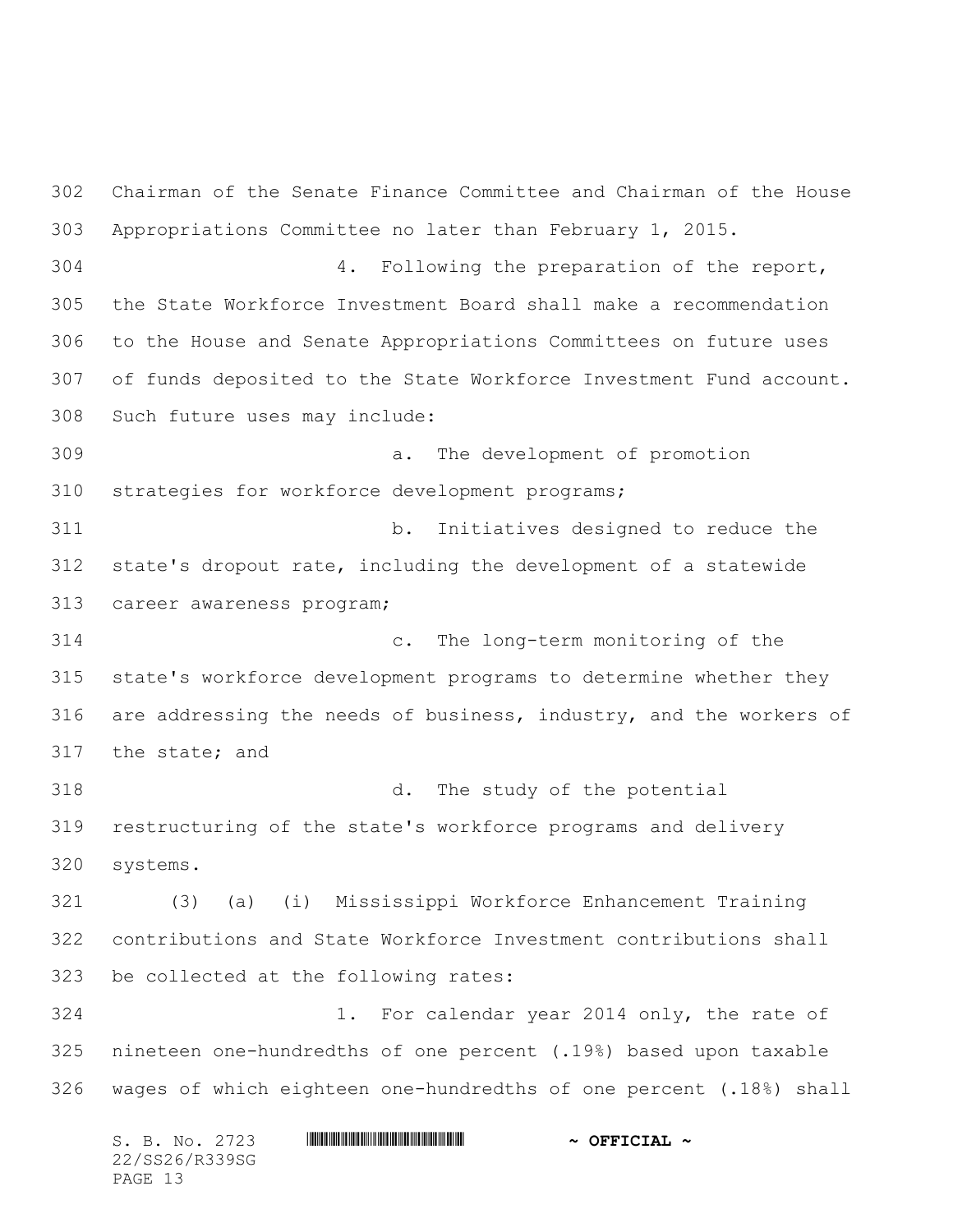Chairman of the Senate Finance Committee and Chairman of the House Appropriations Committee no later than February 1, 2015.

4. Following the preparation of the report, the State Workforce Investment Board shall make a recommendation to the House and Senate Appropriations Committees on future uses of funds deposited to the State Workforce Investment Fund account. Such future uses may include:

a. The development of promotion strategies for workforce development programs;

b. Initiatives designed to reduce the state's dropout rate, including the development of a statewide career awareness program;

c. The long-term monitoring of the state's workforce development programs to determine whether they are addressing the needs of business, industry, and the workers of the state; and

d. The study of the potential restructuring of the state's workforce programs and delivery systems.

(3) (a) (i) Mississippi Workforce Enhancement Training contributions and State Workforce Investment contributions shall be collected at the following rates:

1. For calendar year 2014 only, the rate of nineteen one-hundredths of one percent (.19%) based upon taxable wages of which eighteen one-hundredths of one percent (.18%) shall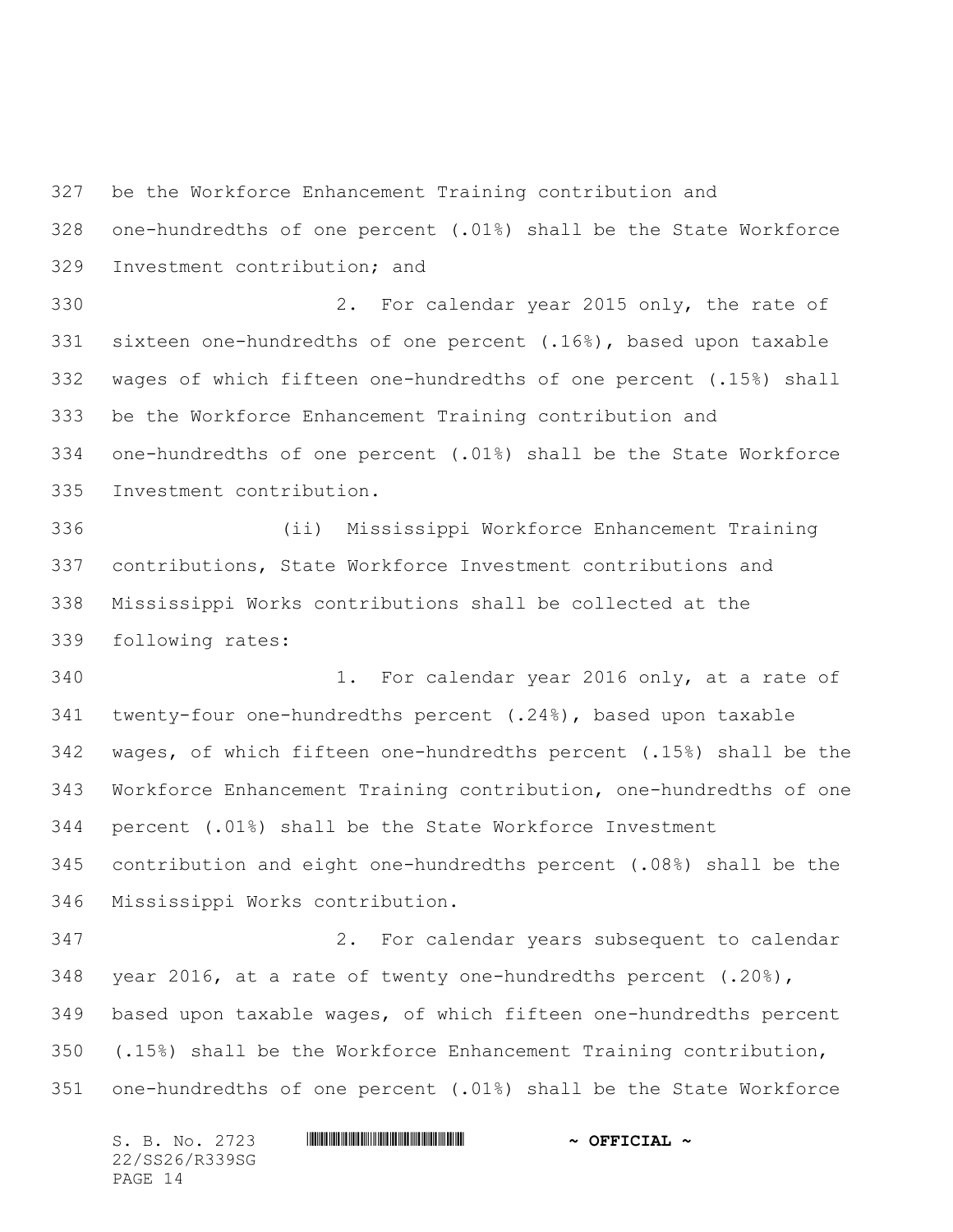be the Workforce Enhancement Training contribution and one-hundredths of one percent (.01%) shall be the State Workforce Investment contribution; and

2. For calendar year 2015 only, the rate of sixteen one-hundredths of one percent (.16%), based upon taxable wages of which fifteen one-hundredths of one percent (.15%) shall be the Workforce Enhancement Training contribution and one-hundredths of one percent (.01%) shall be the State Workforce Investment contribution.

(ii) Mississippi Workforce Enhancement Training contributions, State Workforce Investment contributions and Mississippi Works contributions shall be collected at the following rates:

1. For calendar year 2016 only, at a rate of twenty-four one-hundredths percent (.24%), based upon taxable wages, of which fifteen one-hundredths percent (.15%) shall be the Workforce Enhancement Training contribution, one-hundredths of one percent (.01%) shall be the State Workforce Investment contribution and eight one-hundredths percent (.08%) shall be the Mississippi Works contribution.

2. For calendar years subsequent to calendar year 2016, at a rate of twenty one-hundredths percent (.20%), based upon taxable wages, of which fifteen one-hundredths percent (.15%) shall be the Workforce Enhancement Training contribution, one-hundredths of one percent (.01%) shall be the State Workforce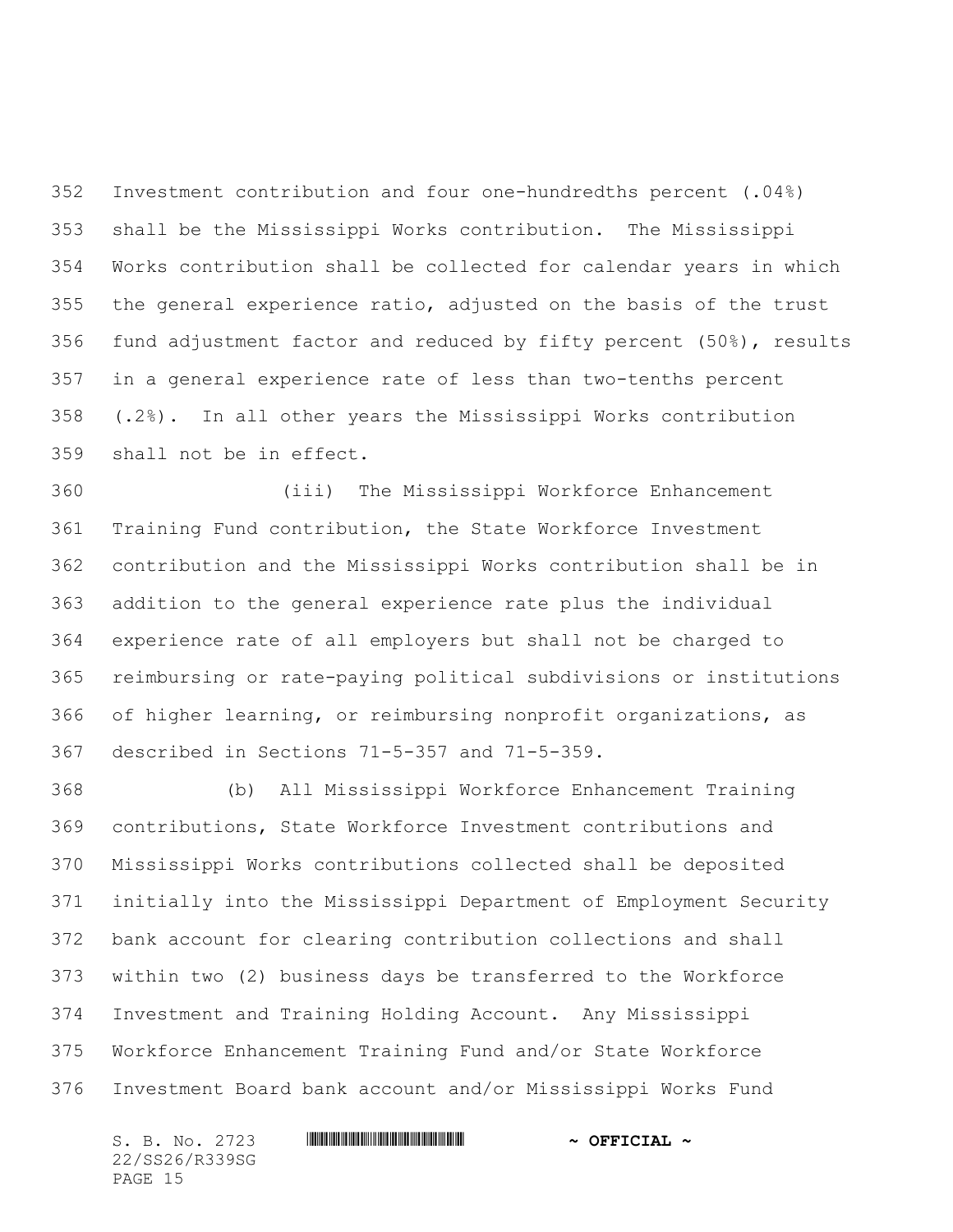Investment contribution and four one-hundredths percent (.04%) shall be the Mississippi Works contribution. The Mississippi Works contribution shall be collected for calendar years in which the general experience ratio, adjusted on the basis of the trust fund adjustment factor and reduced by fifty percent (50%), results in a general experience rate of less than two-tenths percent (.2%). In all other years the Mississippi Works contribution shall not be in effect.

(iii) The Mississippi Workforce Enhancement Training Fund contribution, the State Workforce Investment contribution and the Mississippi Works contribution shall be in addition to the general experience rate plus the individual experience rate of all employers but shall not be charged to reimbursing or rate-paying political subdivisions or institutions of higher learning, or reimbursing nonprofit organizations, as described in Sections 71-5-357 and 71-5-359.

(b) All Mississippi Workforce Enhancement Training contributions, State Workforce Investment contributions and Mississippi Works contributions collected shall be deposited initially into the Mississippi Department of Employment Security bank account for clearing contribution collections and shall within two (2) business days be transferred to the Workforce Investment and Training Holding Account. Any Mississippi Workforce Enhancement Training Fund and/or State Workforce Investment Board bank account and/or Mississippi Works Fund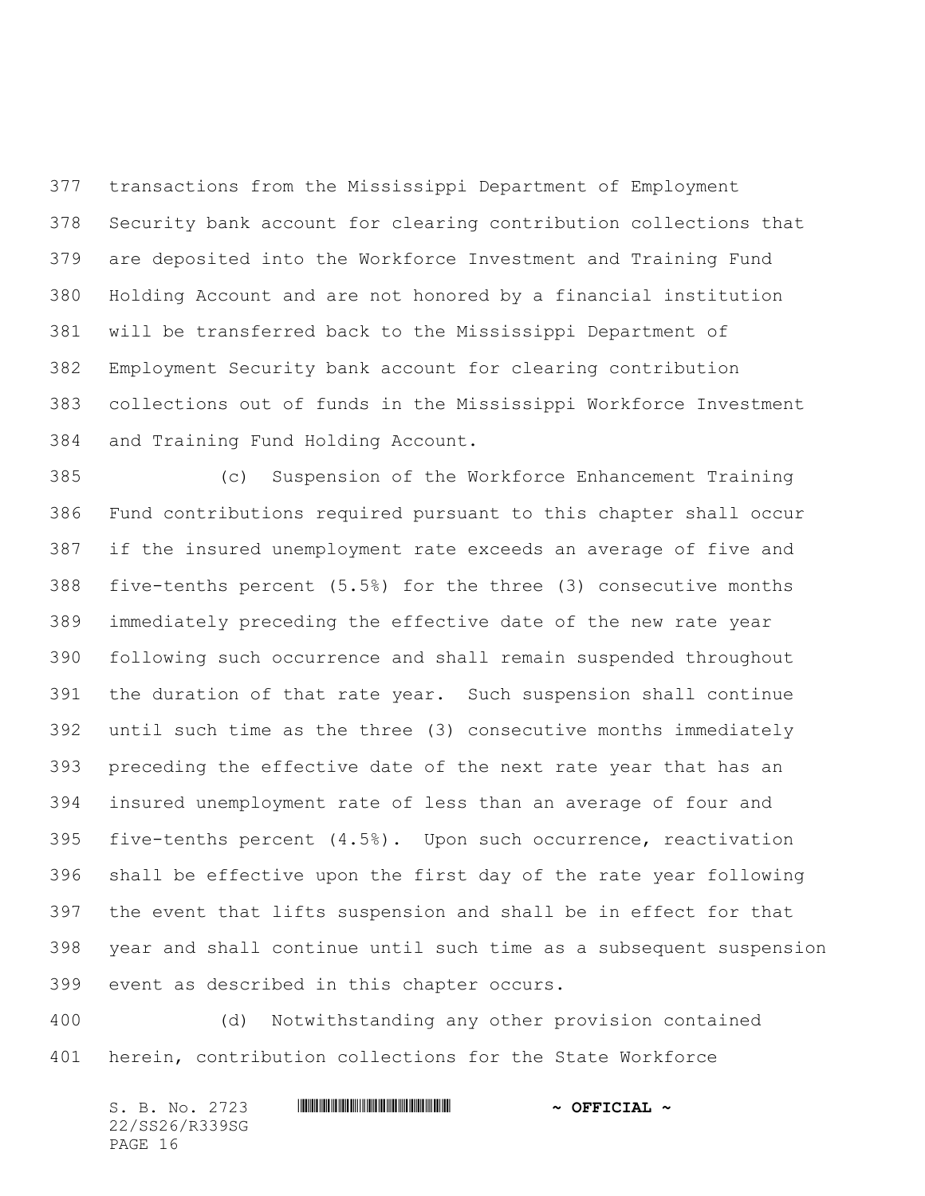transactions from the Mississippi Department of Employment Security bank account for clearing contribution collections that are deposited into the Workforce Investment and Training Fund Holding Account and are not honored by a financial institution will be transferred back to the Mississippi Department of Employment Security bank account for clearing contribution collections out of funds in the Mississippi Workforce Investment and Training Fund Holding Account.

(c) Suspension of the Workforce Enhancement Training Fund contributions required pursuant to this chapter shall occur if the insured unemployment rate exceeds an average of five and five-tenths percent (5.5%) for the three (3) consecutive months immediately preceding the effective date of the new rate year following such occurrence and shall remain suspended throughout the duration of that rate year. Such suspension shall continue until such time as the three (3) consecutive months immediately preceding the effective date of the next rate year that has an insured unemployment rate of less than an average of four and five-tenths percent (4.5%). Upon such occurrence, reactivation shall be effective upon the first day of the rate year following the event that lifts suspension and shall be in effect for that year and shall continue until such time as a subsequent suspension event as described in this chapter occurs.

(d) Notwithstanding any other provision contained herein, contribution collections for the State Workforce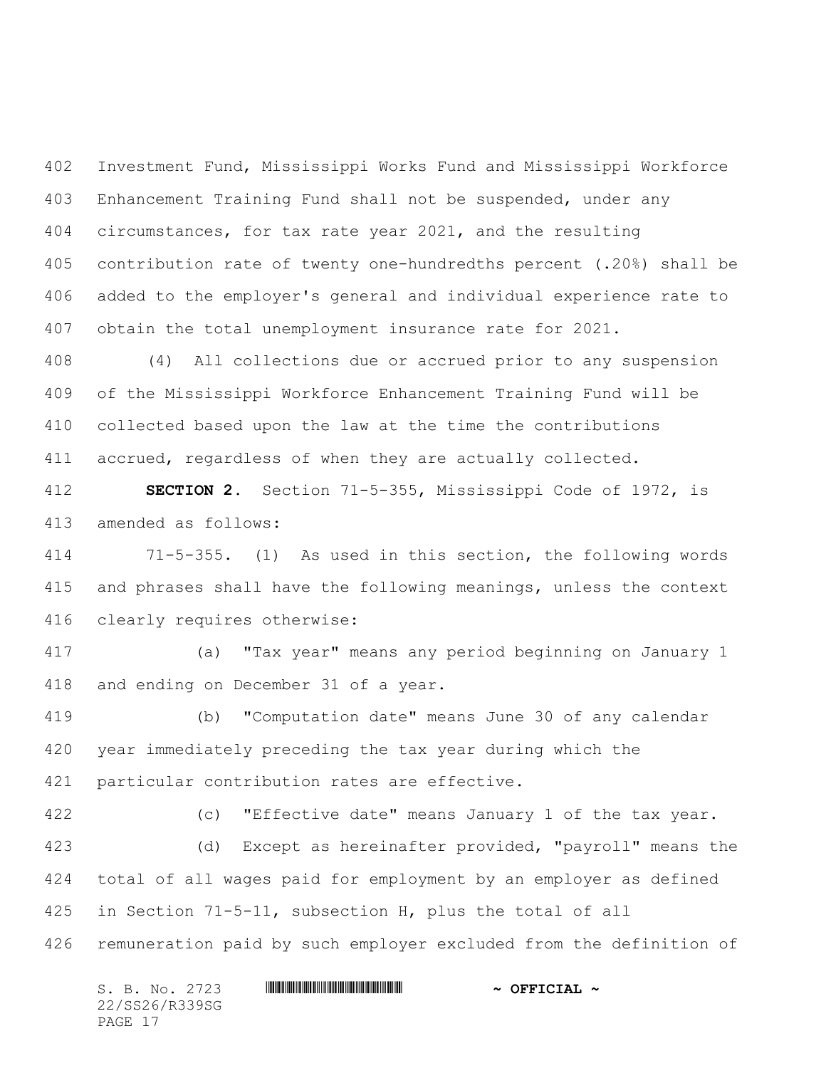Investment Fund, Mississippi Works Fund and Mississippi Workforce Enhancement Training Fund shall not be suspended, under any circumstances, for tax rate year 2021, and the resulting contribution rate of twenty one-hundredths percent (.20%) shall be added to the employer's general and individual experience rate to obtain the total unemployment insurance rate for 2021.

(4) All collections due or accrued prior to any suspension of the Mississippi Workforce Enhancement Training Fund will be collected based upon the law at the time the contributions accrued, regardless of when they are actually collected.

**SECTION 2.** Section 71-5-355, Mississippi Code of 1972, is amended as follows:

71-5-355. (1) As used in this section, the following words and phrases shall have the following meanings, unless the context clearly requires otherwise:

(a) "Tax year" means any period beginning on January 1 and ending on December 31 of a year.

(b) "Computation date" means June 30 of any calendar year immediately preceding the tax year during which the particular contribution rates are effective.

(c) "Effective date" means January 1 of the tax year.

(d) Except as hereinafter provided, "payroll" means the total of all wages paid for employment by an employer as defined in Section 71-5-11, subsection H, plus the total of all remuneration paid by such employer excluded from the definition of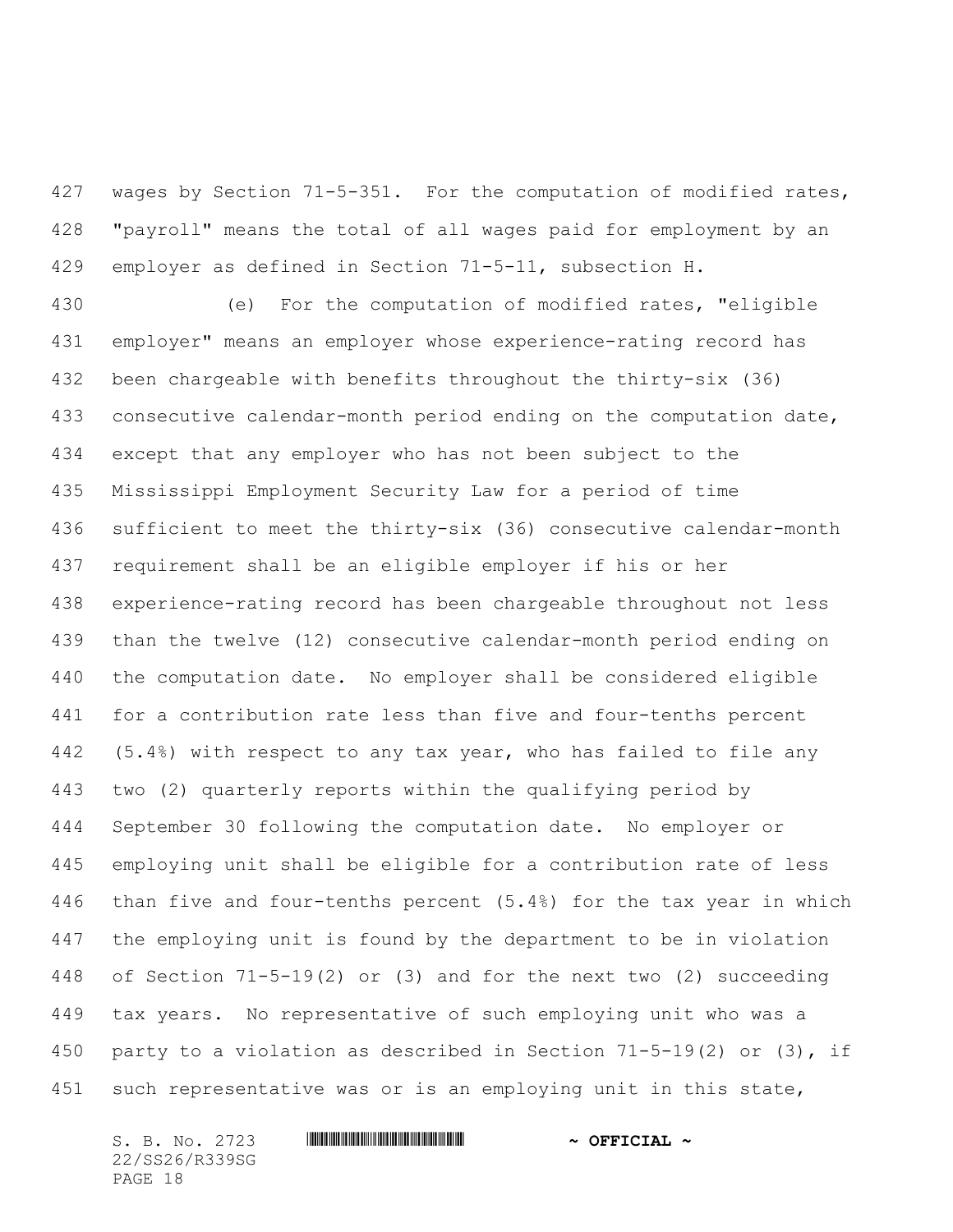wages by Section 71-5-351. For the computation of modified rates, "payroll" means the total of all wages paid for employment by an employer as defined in Section 71-5-11, subsection H.

(e) For the computation of modified rates, "eligible employer" means an employer whose experience-rating record has been chargeable with benefits throughout the thirty-six (36) consecutive calendar-month period ending on the computation date, except that any employer who has not been subject to the Mississippi Employment Security Law for a period of time sufficient to meet the thirty-six (36) consecutive calendar-month requirement shall be an eligible employer if his or her experience-rating record has been chargeable throughout not less than the twelve (12) consecutive calendar-month period ending on the computation date. No employer shall be considered eligible for a contribution rate less than five and four-tenths percent (5.4%) with respect to any tax year, who has failed to file any two (2) quarterly reports within the qualifying period by September 30 following the computation date. No employer or employing unit shall be eligible for a contribution rate of less than five and four-tenths percent (5.4%) for the tax year in which the employing unit is found by the department to be in violation of Section 71-5-19(2) or (3) and for the next two (2) succeeding tax years. No representative of such employing unit who was a party to a violation as described in Section 71-5-19(2) or (3), if such representative was or is an employing unit in this state,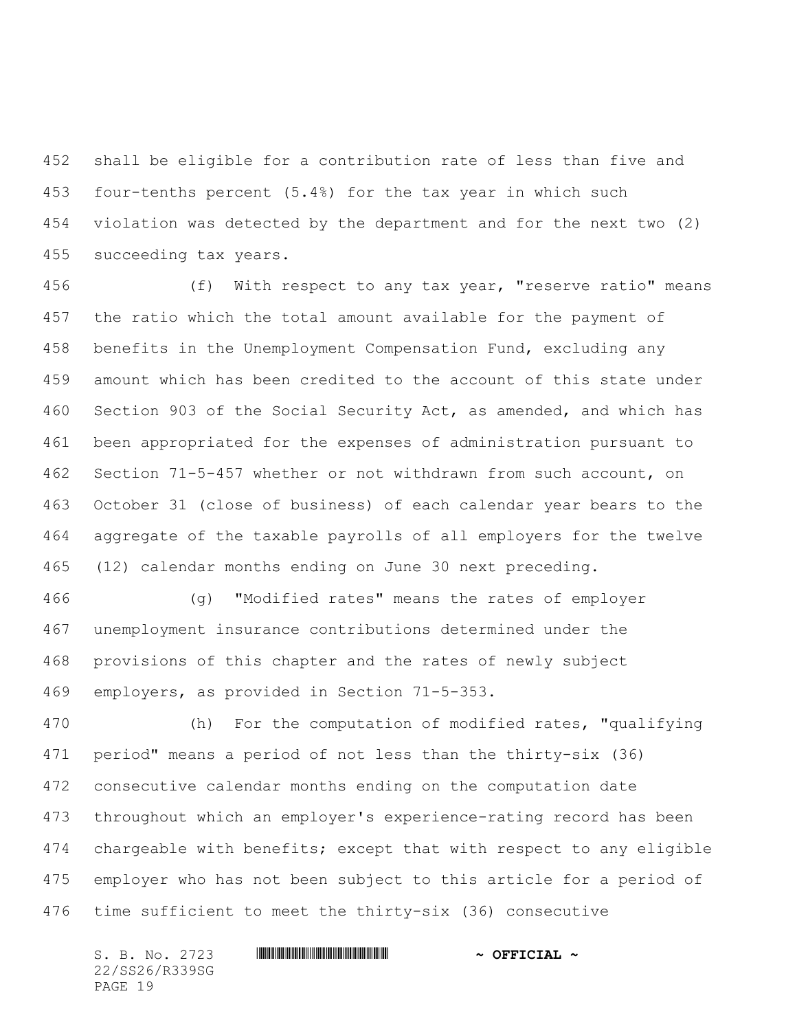shall be eligible for a contribution rate of less than five and four-tenths percent (5.4%) for the tax year in which such violation was detected by the department and for the next two (2) succeeding tax years.

(f) With respect to any tax year, "reserve ratio" means the ratio which the total amount available for the payment of benefits in the Unemployment Compensation Fund, excluding any amount which has been credited to the account of this state under Section 903 of the Social Security Act, as amended, and which has been appropriated for the expenses of administration pursuant to Section 71-5-457 whether or not withdrawn from such account, on October 31 (close of business) of each calendar year bears to the aggregate of the taxable payrolls of all employers for the twelve (12) calendar months ending on June 30 next preceding.

(g) "Modified rates" means the rates of employer unemployment insurance contributions determined under the provisions of this chapter and the rates of newly subject employers, as provided in Section 71-5-353.

(h) For the computation of modified rates, "qualifying period" means a period of not less than the thirty-six (36) consecutive calendar months ending on the computation date throughout which an employer's experience-rating record has been chargeable with benefits; except that with respect to any eligible employer who has not been subject to this article for a period of time sufficient to meet the thirty-six (36) consecutive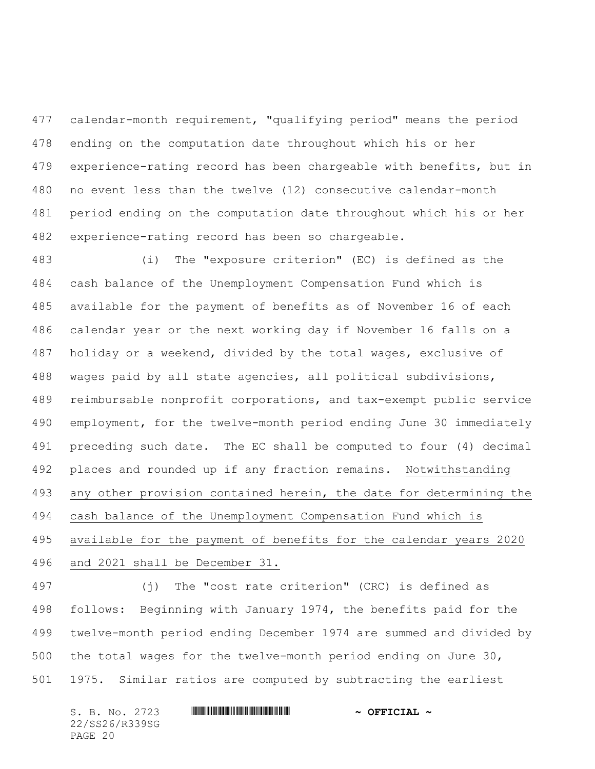calendar-month requirement, "qualifying period" means the period ending on the computation date throughout which his or her experience-rating record has been chargeable with benefits, but in no event less than the twelve (12) consecutive calendar-month period ending on the computation date throughout which his or her experience-rating record has been so chargeable.

(i) The "exposure criterion" (EC) is defined as the cash balance of the Unemployment Compensation Fund which is available for the payment of benefits as of November 16 of each calendar year or the next working day if November 16 falls on a holiday or a weekend, divided by the total wages, exclusive of wages paid by all state agencies, all political subdivisions, reimbursable nonprofit corporations, and tax-exempt public service employment, for the twelve-month period ending June 30 immediately preceding such date. The EC shall be computed to four (4) decimal places and rounded up if any fraction remains. <u>Notwithstanding any other provision contained herein, the date for determining the cash balance of the Unemployment Compensation Fund which is available for the payment of benefits for the calendar years 2020 and 2021 shall be December 31.</u>

(j) The "cost rate criterion" (CRC) is defined as follows: Beginning with January 1974, the benefits paid for the twelve-month period ending December 1974 are summed and divided by the total wages for the twelve-month period ending on June 30, 1975. Similar ratios are computed by subtracting the earliest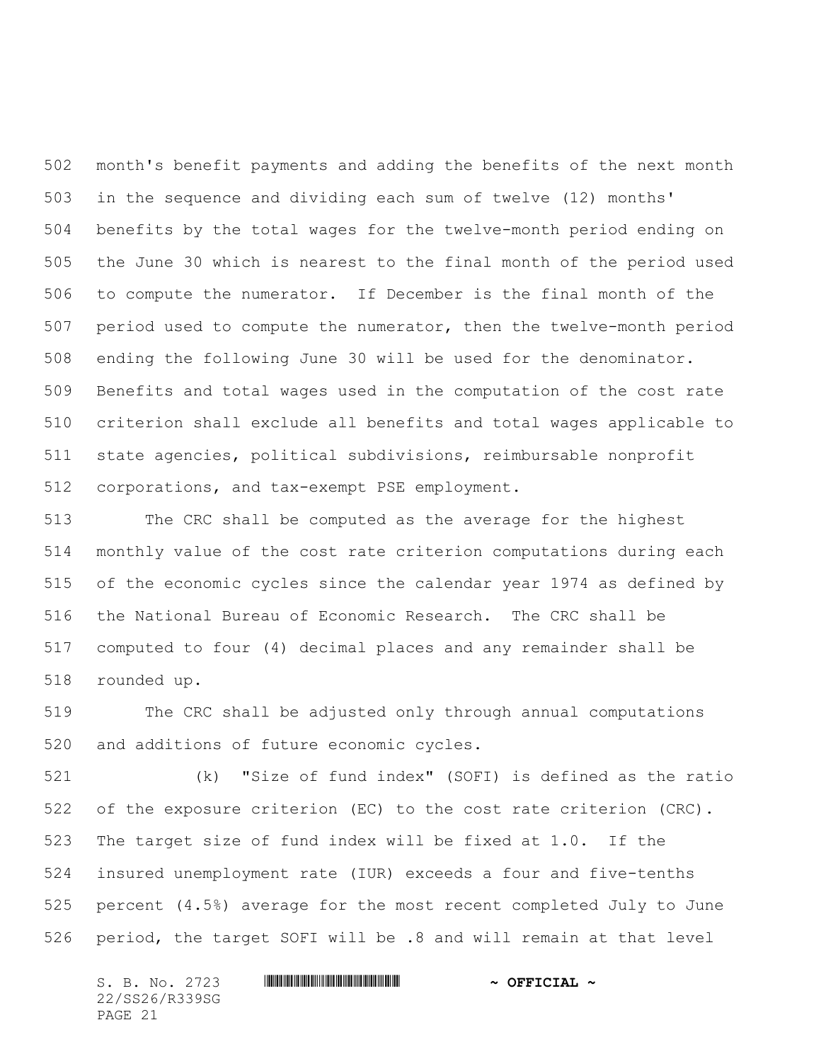month's benefit payments and adding the benefits of the next month in the sequence and dividing each sum of twelve (12) months' benefits by the total wages for the twelve-month period ending on the June 30 which is nearest to the final month of the period used to compute the numerator. If December is the final month of the period used to compute the numerator, then the twelve-month period ending the following June 30 will be used for the denominator. Benefits and total wages used in the computation of the cost rate criterion shall exclude all benefits and total wages applicable to state agencies, political subdivisions, reimbursable nonprofit corporations, and tax-exempt PSE employment.

The CRC shall be computed as the average for the highest monthly value of the cost rate criterion computations during each of the economic cycles since the calendar year 1974 as defined by the National Bureau of Economic Research. The CRC shall be computed to four (4) decimal places and any remainder shall be rounded up.

The CRC shall be adjusted only through annual computations and additions of future economic cycles.

(k) "Size of fund index" (SOFI) is defined as the ratio of the exposure criterion (EC) to the cost rate criterion (CRC). The target size of fund index will be fixed at 1.0. If the insured unemployment rate (IUR) exceeds a four and five-tenths percent (4.5%) average for the most recent completed July to June period, the target SOFI will be .8 and will remain at that level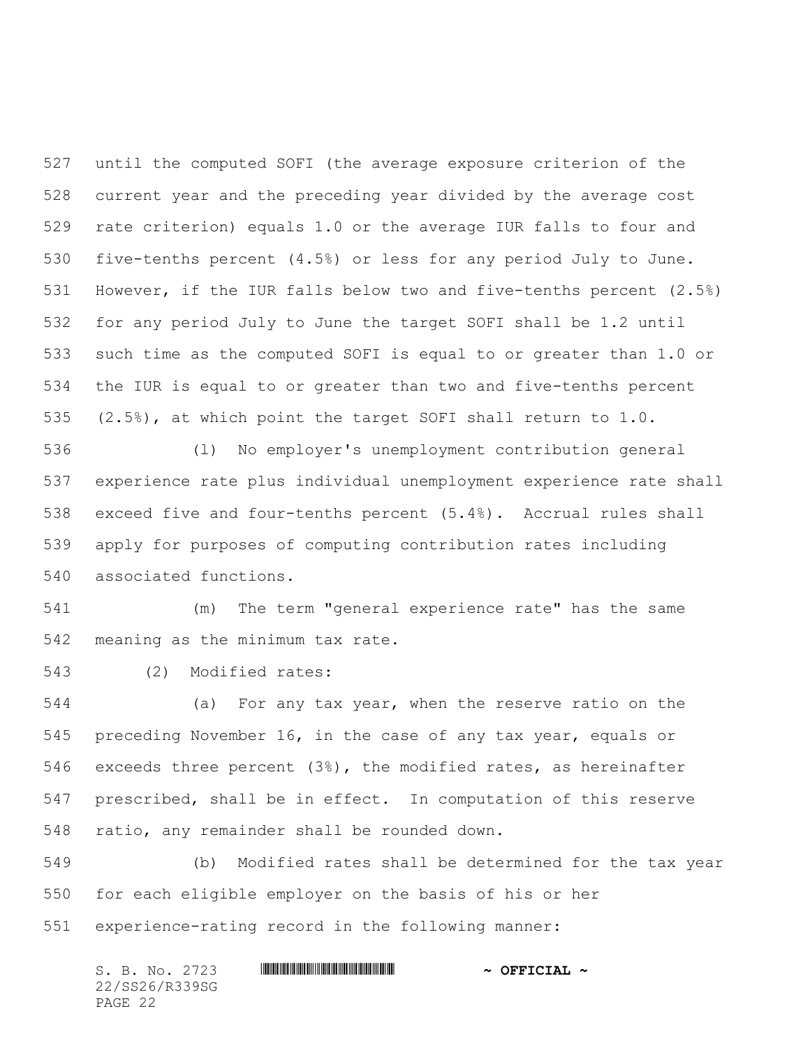until the computed SOFI (the average exposure criterion of the current year and the preceding year divided by the average cost rate criterion) equals 1.0 or the average IUR falls to four and five-tenths percent (4.5%) or less for any period July to June. However, if the IUR falls below two and five-tenths percent (2.5%) for any period July to June the target SOFI shall be 1.2 until such time as the computed SOFI is equal to or greater than 1.0 or the IUR is equal to or greater than two and five-tenths percent (2.5%), at which point the target SOFI shall return to 1.0.

(l) No employer's unemployment contribution general experience rate plus individual unemployment experience rate shall exceed five and four-tenths percent (5.4%). Accrual rules shall apply for purposes of computing contribution rates including associated functions.

(m) The term "general experience rate" has the same meaning as the minimum tax rate.

(2) Modified rates:

(a) For any tax year, when the reserve ratio on the preceding November 16, in the case of any tax year, equals or exceeds three percent (3%), the modified rates, as hereinafter prescribed, shall be in effect. In computation of this reserve ratio, any remainder shall be rounded down.

(b) Modified rates shall be determined for the tax year for each eligible employer on the basis of his or her experience-rating record in the following manner: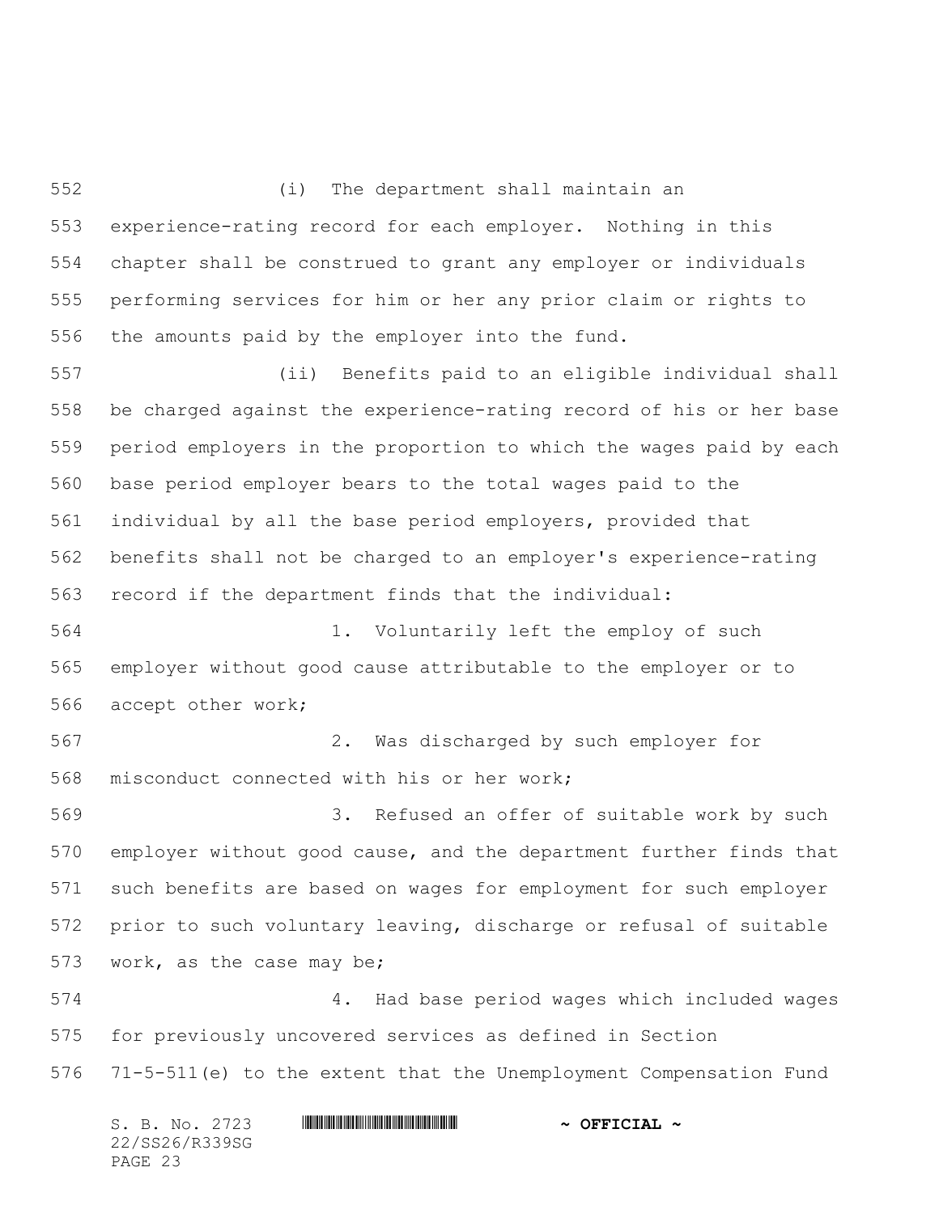(i) The department shall maintain an experience-rating record for each employer. Nothing in this chapter shall be construed to grant any employer or individuals performing services for him or her any prior claim or rights to the amounts paid by the employer into the fund.

(ii) Benefits paid to an eligible individual shall be charged against the experience-rating record of his or her base period employers in the proportion to which the wages paid by each base period employer bears to the total wages paid to the individual by all the base period employers, provided that benefits shall not be charged to an employer's experience-rating record if the department finds that the individual:

1. Voluntarily left the employ of such employer without good cause attributable to the employer or to accept other work;

2. Was discharged by such employer for misconduct connected with his or her work;

3. Refused an offer of suitable work by such employer without good cause, and the department further finds that such benefits are based on wages for employment for such employer prior to such voluntary leaving, discharge or refusal of suitable work, as the case may be;

4. Had base period wages which included wages for previously uncovered services as defined in Section 71-5-511(e) to the extent that the Unemployment Compensation Fund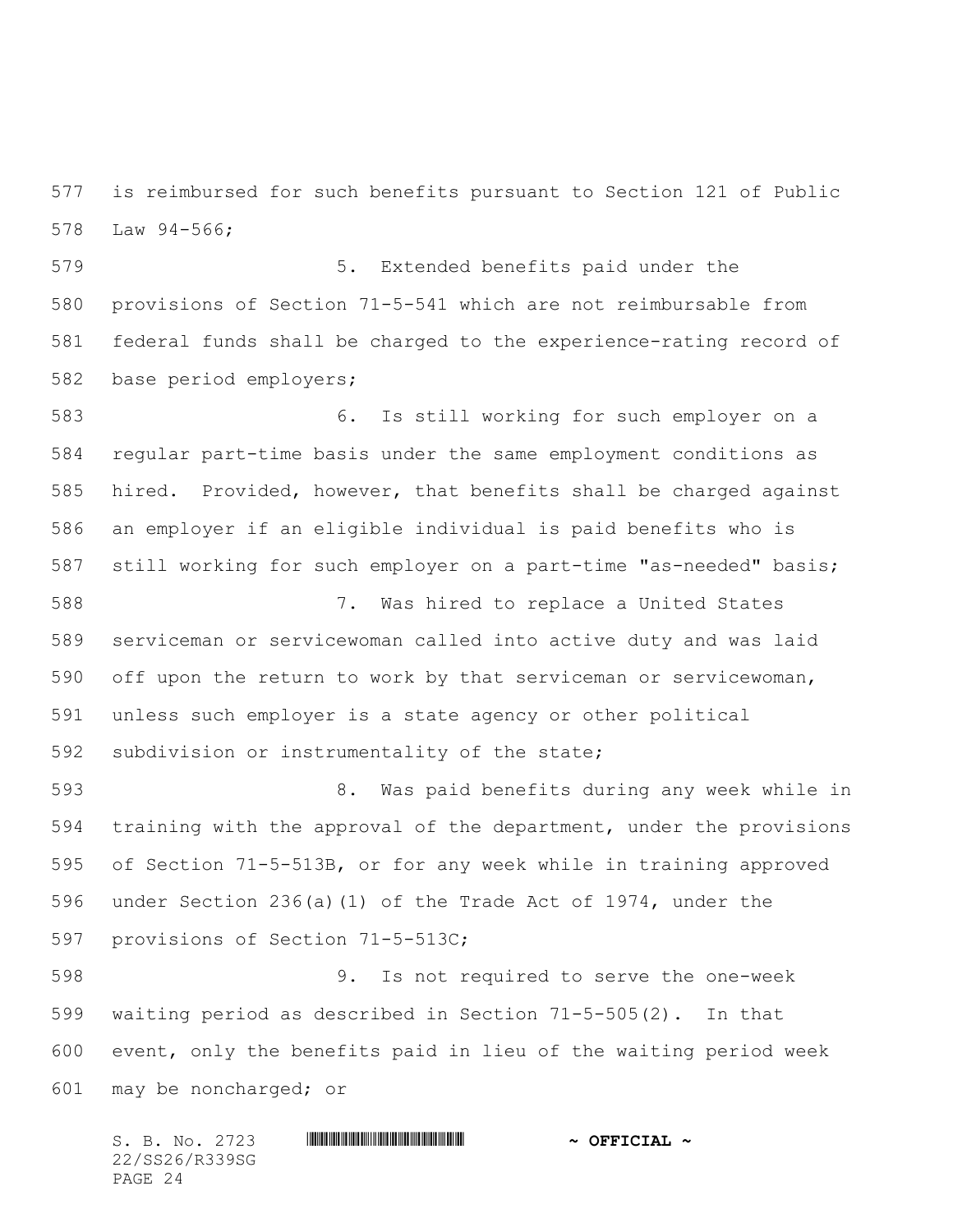is reimbursed for such benefits pursuant to Section 121 of Public Law 94-566;

5. Extended benefits paid under the provisions of Section 71-5-541 which are not reimbursable from federal funds shall be charged to the experience-rating record of base period employers;

6. Is still working for such employer on a regular part-time basis under the same employment conditions as hired. Provided, however, that benefits shall be charged against an employer if an eligible individual is paid benefits who is still working for such employer on a part-time "as-needed" basis;

7. Was hired to replace a United States serviceman or servicewoman called into active duty and was laid off upon the return to work by that serviceman or servicewoman, unless such employer is a state agency or other political subdivision or instrumentality of the state;

8. Was paid benefits during any week while in training with the approval of the department, under the provisions of Section 71-5-513B, or for any week while in training approved under Section 236(a)(1) of the Trade Act of 1974, under the provisions of Section 71-5-513C;

9. Is not required to serve the one-week waiting period as described in Section 71-5-505(2). In that event, only the benefits paid in lieu of the waiting period week may be noncharged; or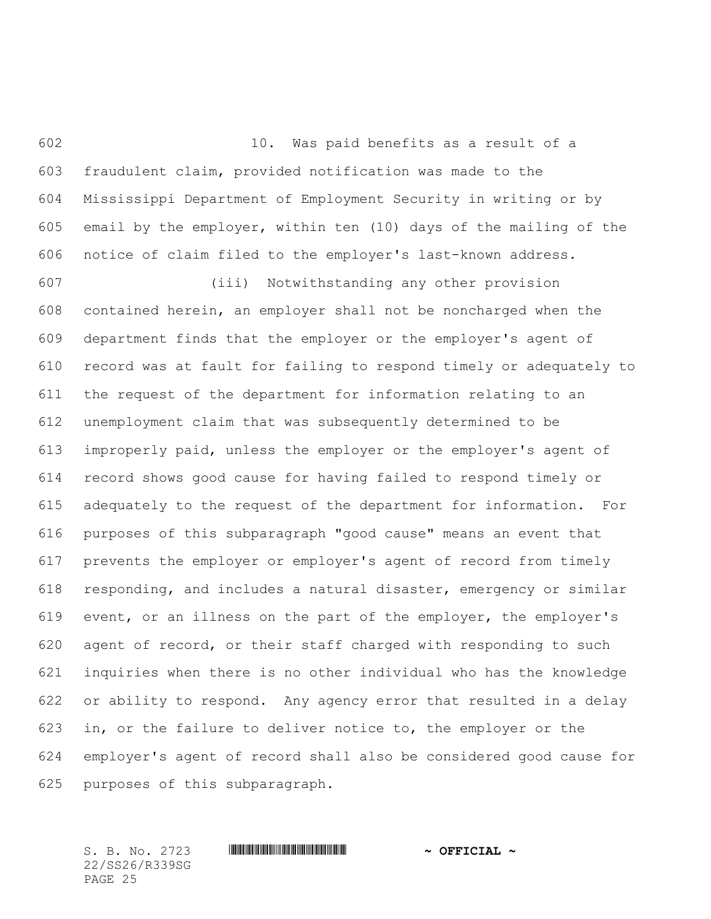10. Was paid benefits as a result of a fraudulent claim, provided notification was made to the Mississippi Department of Employment Security in writing or by email by the employer, within ten (10) days of the mailing of the notice of claim filed to the employer's last-known address.

(iii) Notwithstanding any other provision contained herein, an employer shall not be noncharged when the department finds that the employer or the employer's agent of record was at fault for failing to respond timely or adequately to the request of the department for information relating to an unemployment claim that was subsequently determined to be improperly paid, unless the employer or the employer's agent of record shows good cause for having failed to respond timely or adequately to the request of the department for information. For purposes of this subparagraph "good cause" means an event that prevents the employer or employer's agent of record from timely responding, and includes a natural disaster, emergency or similar event, or an illness on the part of the employer, the employer's agent of record, or their staff charged with responding to such inquiries when there is no other individual who has the knowledge or ability to respond. Any agency error that resulted in a delay in, or the failure to deliver notice to, the employer or the employer's agent of record shall also be considered good cause for purposes of this subparagraph.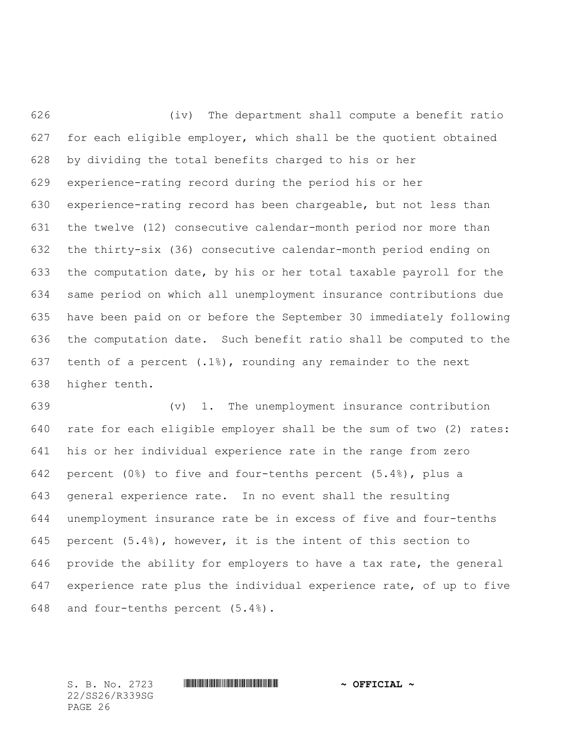(iv) The department shall compute a benefit ratio for each eligible employer, which shall be the quotient obtained by dividing the total benefits charged to his or her experience-rating record during the period his or her experience-rating record has been chargeable, but not less than the twelve (12) consecutive calendar-month period nor more than the thirty-six (36) consecutive calendar-month period ending on the computation date, by his or her total taxable payroll for the same period on which all unemployment insurance contributions due have been paid on or before the September 30 immediately following the computation date. Such benefit ratio shall be computed to the tenth of a percent (.1%), rounding any remainder to the next higher tenth.

(v) 1. The unemployment insurance contribution rate for each eligible employer shall be the sum of two (2) rates: his or her individual experience rate in the range from zero percent (0%) to five and four-tenths percent (5.4%), plus a general experience rate. In no event shall the resulting unemployment insurance rate be in excess of five and four-tenths percent (5.4%), however, it is the intent of this section to provide the ability for employers to have a tax rate, the general experience rate plus the individual experience rate, of up to five and four-tenths percent (5.4%).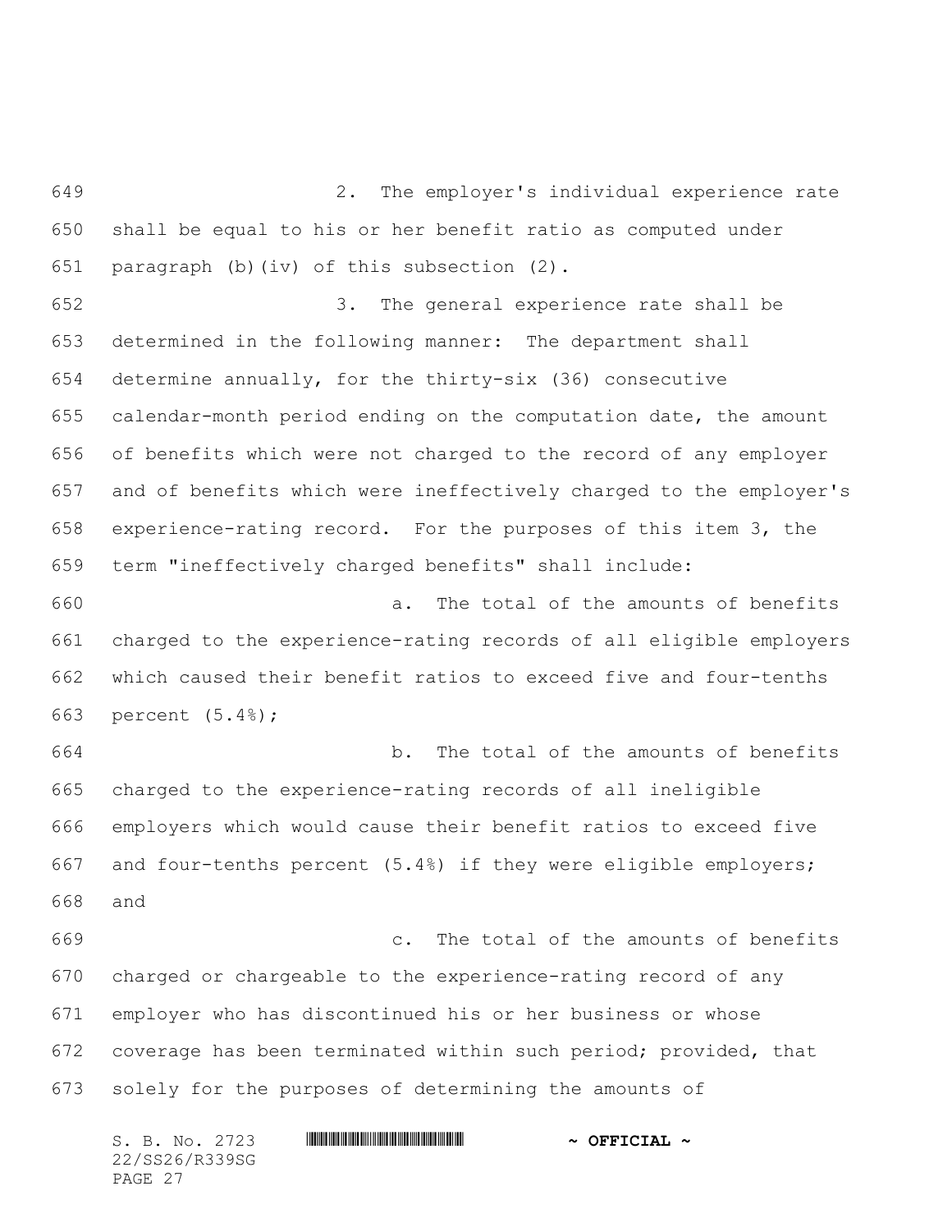2. The employer's individual experience rate shall be equal to his or her benefit ratio as computed under paragraph (b)(iv) of this subsection (2).

3. The general experience rate shall be determined in the following manner: The department shall determine annually, for the thirty-six (36) consecutive calendar-month period ending on the computation date, the amount of benefits which were not charged to the record of any employer and of benefits which were ineffectively charged to the employer's experience-rating record. For the purposes of this item 3, the term "ineffectively charged benefits" shall include:

a. The total of the amounts of benefits charged to the experience-rating records of all eligible employers which caused their benefit ratios to exceed five and four-tenths percent (5.4%);

b. The total of the amounts of benefits charged to the experience-rating records of all ineligible employers which would cause their benefit ratios to exceed five and four-tenths percent (5.4%) if they were eligible employers; and

c. The total of the amounts of benefits charged or chargeable to the experience-rating record of any employer who has discontinued his or her business or whose coverage has been terminated within such period; provided, that solely for the purposes of determining the amounts of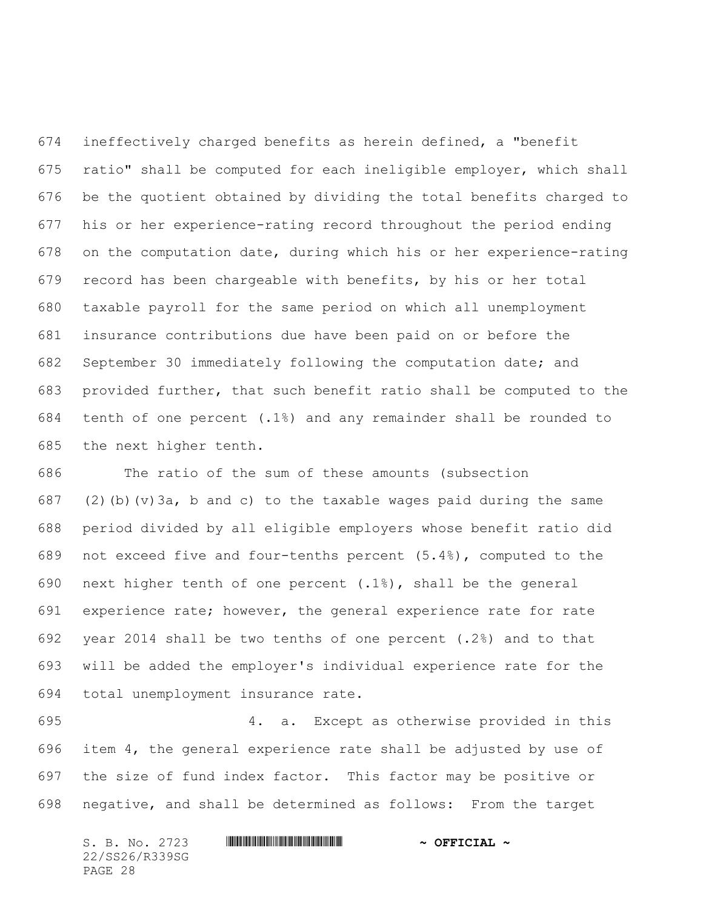ineffectively charged benefits as herein defined, a "benefit ratio" shall be computed for each ineligible employer, which shall be the quotient obtained by dividing the total benefits charged to his or her experience-rating record throughout the period ending on the computation date, during which his or her experience-rating record has been chargeable with benefits, by his or her total taxable payroll for the same period on which all unemployment insurance contributions due have been paid on or before the September 30 immediately following the computation date; and provided further, that such benefit ratio shall be computed to the tenth of one percent (.1%) and any remainder shall be rounded to the next higher tenth.

The ratio of the sum of these amounts (subsection (2)(b)(v)3a, b and c) to the taxable wages paid during the same period divided by all eligible employers whose benefit ratio did not exceed five and four-tenths percent (5.4%), computed to the next higher tenth of one percent (.1%), shall be the general experience rate; however, the general experience rate for rate year 2014 shall be two tenths of one percent (.2%) and to that will be added the employer's individual experience rate for the total unemployment insurance rate.

4. a. Except as otherwise provided in this item 4, the general experience rate shall be adjusted by use of the size of fund index factor. This factor may be positive or negative, and shall be determined as follows: From the target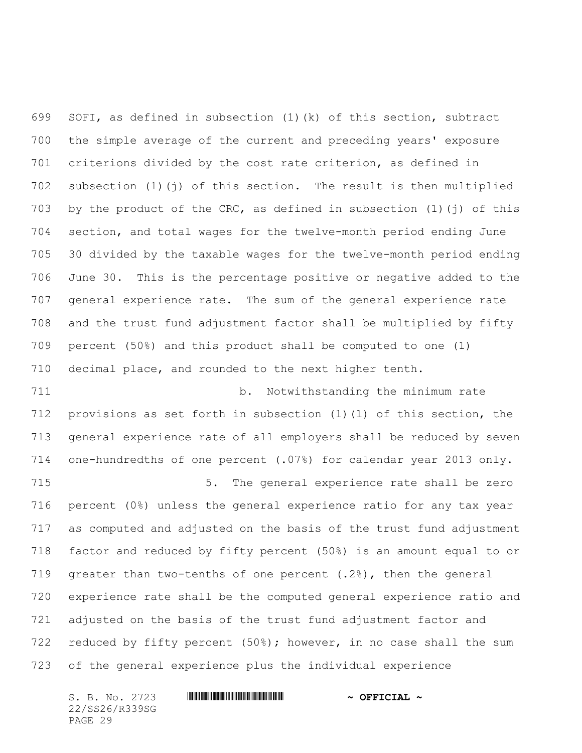SOFI, as defined in subsection (1)(k) of this section, subtract the simple average of the current and preceding years' exposure criterions divided by the cost rate criterion, as defined in subsection (1)(j) of this section. The result is then multiplied by the product of the CRC, as defined in subsection (1)(j) of this section, and total wages for the twelve-month period ending June 30 divided by the taxable wages for the twelve-month period ending June 30. This is the percentage positive or negative added to the general experience rate. The sum of the general experience rate and the trust fund adjustment factor shall be multiplied by fifty percent (50%) and this product shall be computed to one (1) decimal place, and rounded to the next higher tenth.

b. Notwithstanding the minimum rate provisions as set forth in subsection (1)(l) of this section, the general experience rate of all employers shall be reduced by seven one-hundredths of one percent (.07%) for calendar year 2013 only.

5. The general experience rate shall be zero percent (0%) unless the general experience ratio for any tax year as computed and adjusted on the basis of the trust fund adjustment factor and reduced by fifty percent (50%) is an amount equal to or greater than two-tenths of one percent (.2%), then the general experience rate shall be the computed general experience ratio and adjusted on the basis of the trust fund adjustment factor and reduced by fifty percent (50%); however, in no case shall the sum of the general experience plus the individual experience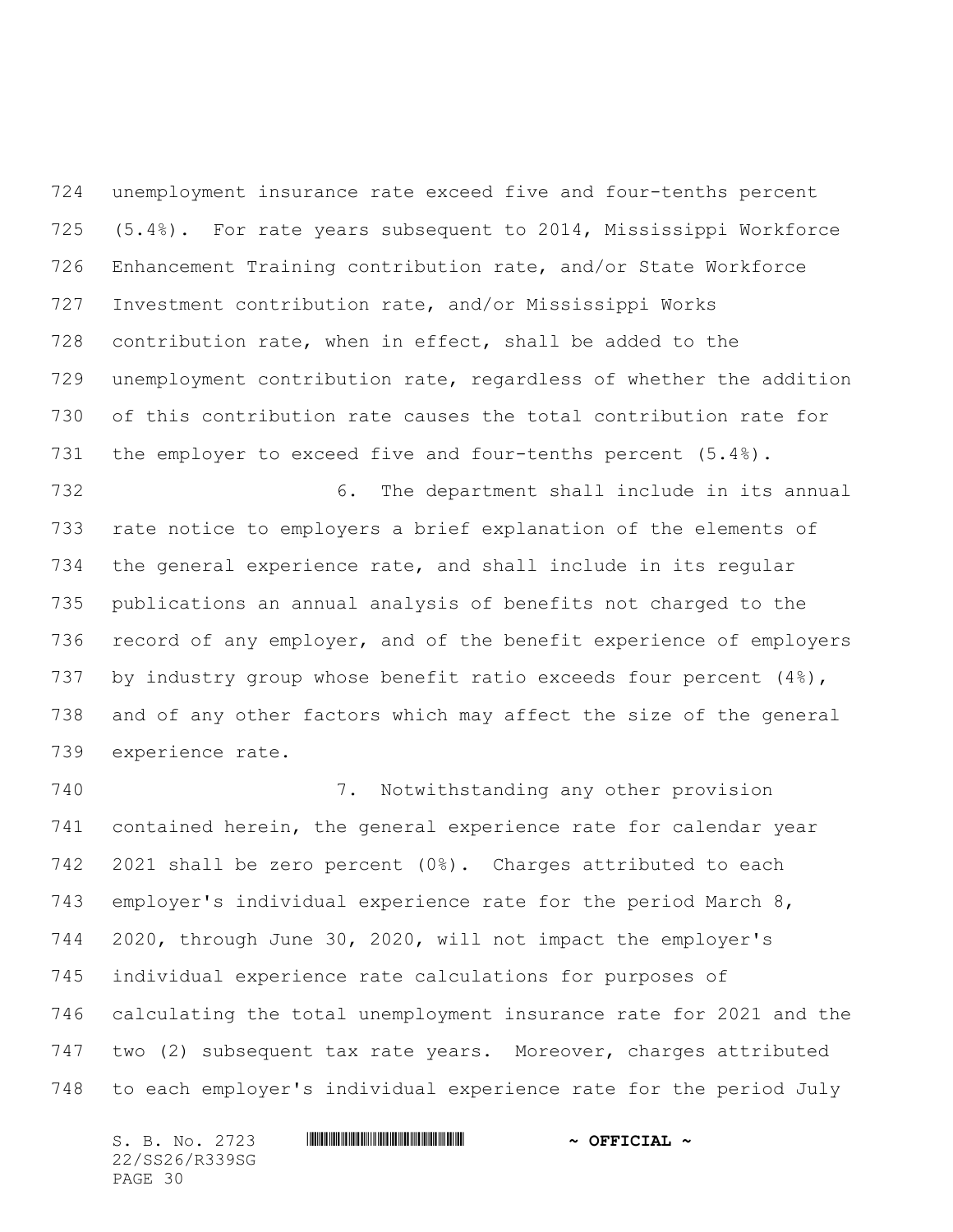unemployment insurance rate exceed five and four-tenths percent (5.4%). For rate years subsequent to 2014, Mississippi Workforce Enhancement Training contribution rate, and/or State Workforce Investment contribution rate, and/or Mississippi Works contribution rate, when in effect, shall be added to the unemployment contribution rate, regardless of whether the addition of this contribution rate causes the total contribution rate for the employer to exceed five and four-tenths percent (5.4%).

6. The department shall include in its annual rate notice to employers a brief explanation of the elements of the general experience rate, and shall include in its regular publications an annual analysis of benefits not charged to the record of any employer, and of the benefit experience of employers by industry group whose benefit ratio exceeds four percent (4%), and of any other factors which may affect the size of the general experience rate.

7. Notwithstanding any other provision contained herein, the general experience rate for calendar year 2021 shall be zero percent (0%). Charges attributed to each employer's individual experience rate for the period March 8, 2020, through June 30, 2020, will not impact the employer's individual experience rate calculations for purposes of calculating the total unemployment insurance rate for 2021 and the two (2) subsequent tax rate years. Moreover, charges attributed to each employer's individual experience rate for the period July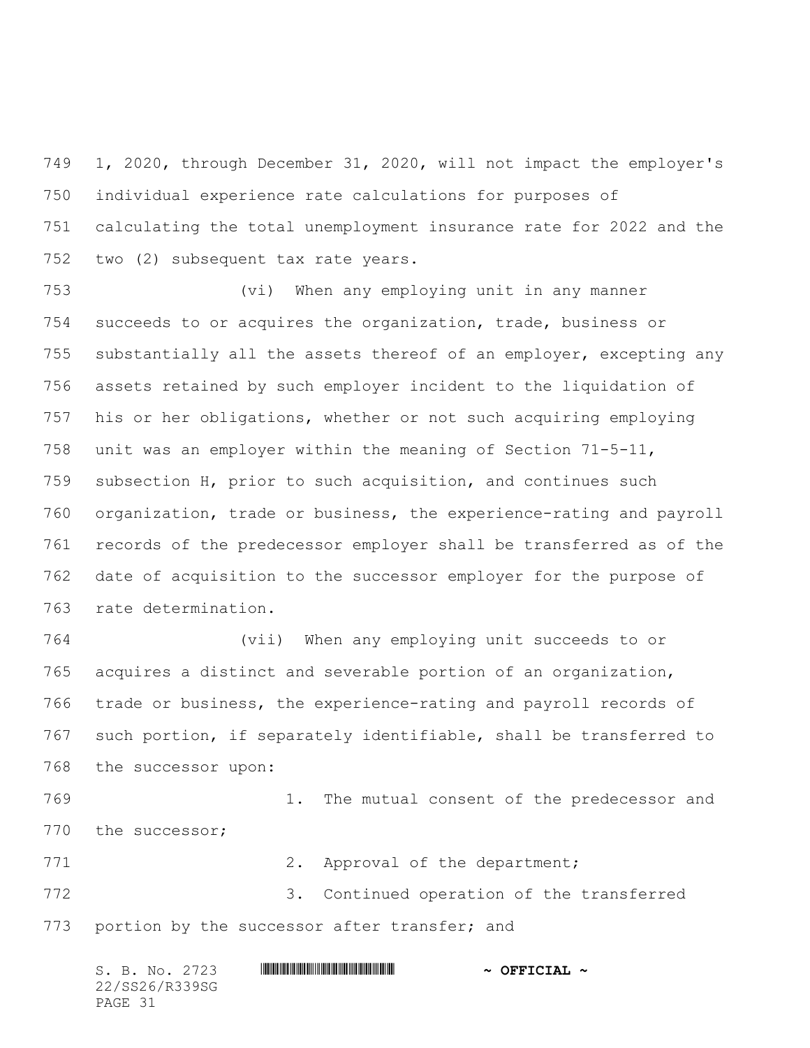1, 2020, through December 31, 2020, will not impact the employer's individual experience rate calculations for purposes of calculating the total unemployment insurance rate for 2022 and the two (2) subsequent tax rate years.

(vi) When any employing unit in any manner succeeds to or acquires the organization, trade, business or substantially all the assets thereof of an employer, excepting any assets retained by such employer incident to the liquidation of his or her obligations, whether or not such acquiring employing unit was an employer within the meaning of Section 71-5-11, subsection H, prior to such acquisition, and continues such organization, trade or business, the experience-rating and payroll records of the predecessor employer shall be transferred as of the date of acquisition to the successor employer for the purpose of rate determination.

(vii) When any employing unit succeeds to or acquires a distinct and severable portion of an organization, trade or business, the experience-rating and payroll records of such portion, if separately identifiable, shall be transferred to the successor upon:

1. The mutual consent of the predecessor and the successor;

2. Approval of the department;

3. Continued operation of the transferred portion by the successor after transfer; and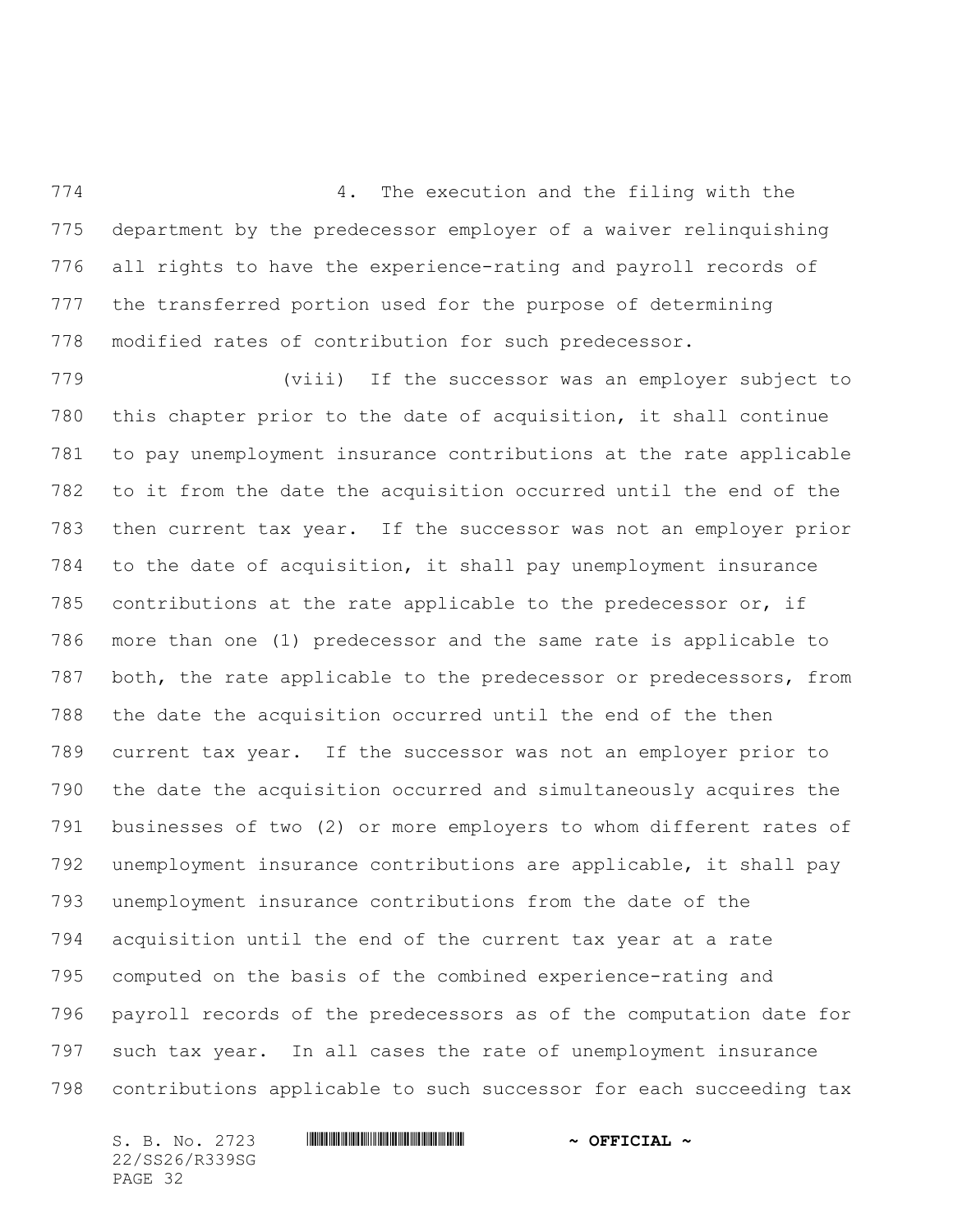4. The execution and the filing with the department by the predecessor employer of a waiver relinquishing all rights to have the experience-rating and payroll records of the transferred portion used for the purpose of determining modified rates of contribution for such predecessor.

(viii) If the successor was an employer subject to this chapter prior to the date of acquisition, it shall continue to pay unemployment insurance contributions at the rate applicable to it from the date the acquisition occurred until the end of the then current tax year. If the successor was not an employer prior to the date of acquisition, it shall pay unemployment insurance contributions at the rate applicable to the predecessor or, if more than one (1) predecessor and the same rate is applicable to both, the rate applicable to the predecessor or predecessors, from the date the acquisition occurred until the end of the then current tax year. If the successor was not an employer prior to the date the acquisition occurred and simultaneously acquires the businesses of two (2) or more employers to whom different rates of unemployment insurance contributions are applicable, it shall pay unemployment insurance contributions from the date of the acquisition until the end of the current tax year at a rate computed on the basis of the combined experience-rating and payroll records of the predecessors as of the computation date for such tax year. In all cases the rate of unemployment insurance contributions applicable to such successor for each succeeding tax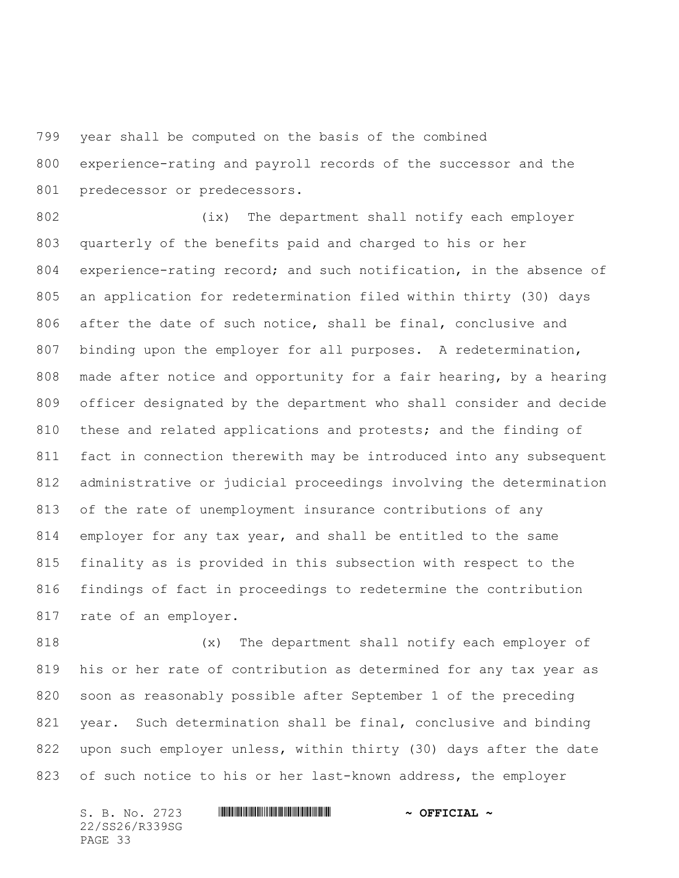year shall be computed on the basis of the combined experience-rating and payroll records of the successor and the predecessor or predecessors.

(ix) The department shall notify each employer quarterly of the benefits paid and charged to his or her experience-rating record; and such notification, in the absence of an application for redetermination filed within thirty (30) days after the date of such notice, shall be final, conclusive and binding upon the employer for all purposes. A redetermination, made after notice and opportunity for a fair hearing, by a hearing officer designated by the department who shall consider and decide these and related applications and protests; and the finding of fact in connection therewith may be introduced into any subsequent administrative or judicial proceedings involving the determination of the rate of unemployment insurance contributions of any employer for any tax year, and shall be entitled to the same finality as is provided in this subsection with respect to the findings of fact in proceedings to redetermine the contribution rate of an employer.

(x) The department shall notify each employer of his or her rate of contribution as determined for any tax year as soon as reasonably possible after September 1 of the preceding year. Such determination shall be final, conclusive and binding upon such employer unless, within thirty (30) days after the date of such notice to his or her last-known address, the employer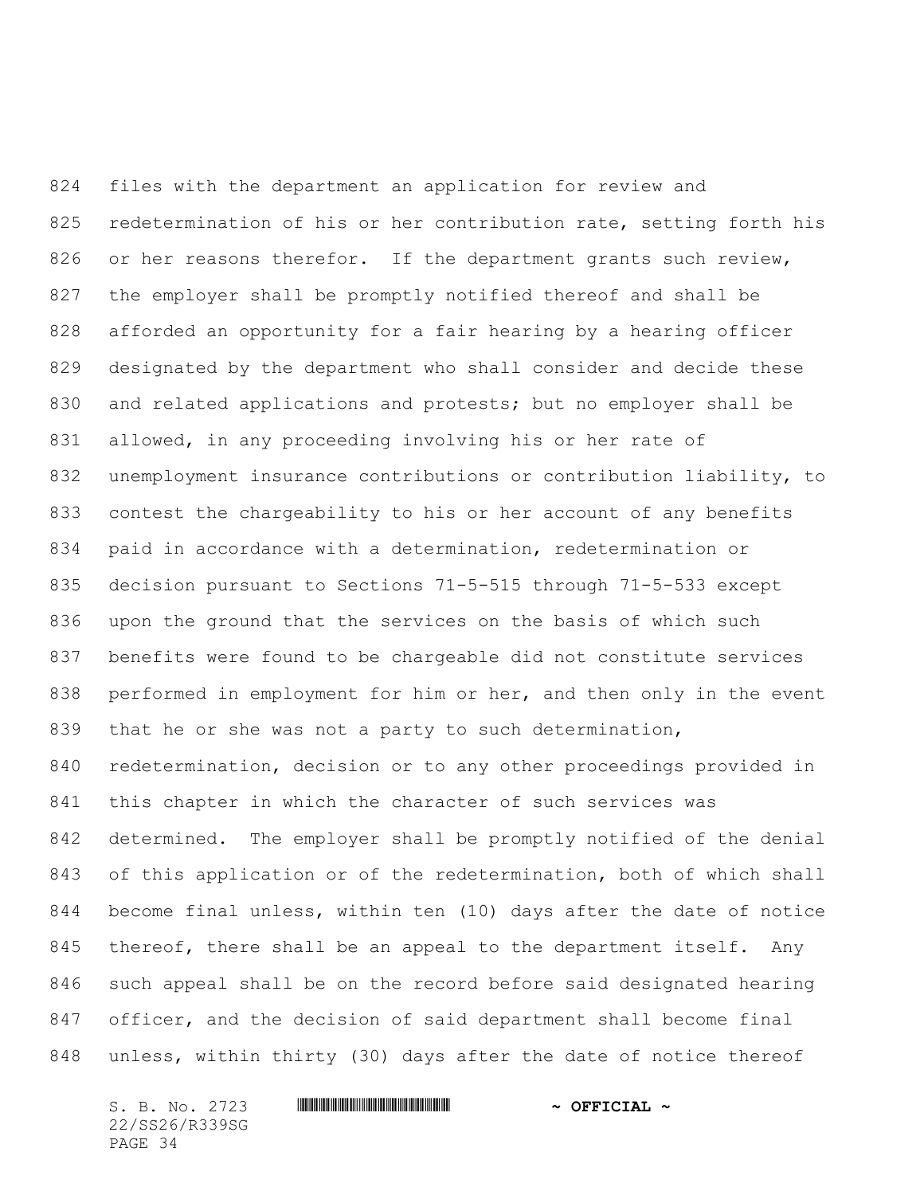files with the department an application for review and redetermination of his or her contribution rate, setting forth his or her reasons therefor. If the department grants such review, the employer shall be promptly notified thereof and shall be afforded an opportunity for a fair hearing by a hearing officer designated by the department who shall consider and decide these and related applications and protests; but no employer shall be allowed, in any proceeding involving his or her rate of unemployment insurance contributions or contribution liability, to contest the chargeability to his or her account of any benefits paid in accordance with a determination, redetermination or decision pursuant to Sections 71-5-515 through 71-5-533 except upon the ground that the services on the basis of which such benefits were found to be chargeable did not constitute services performed in employment for him or her, and then only in the event that he or she was not a party to such determination, redetermination, decision or to any other proceedings provided in this chapter in which the character of such services was determined. The employer shall be promptly notified of the denial of this application or of the redetermination, both of which shall become final unless, within ten (10) days after the date of notice thereof, there shall be an appeal to the department itself. Any such appeal shall be on the record before said designated hearing officer, and the decision of said department shall become final unless, within thirty (30) days after the date of notice thereof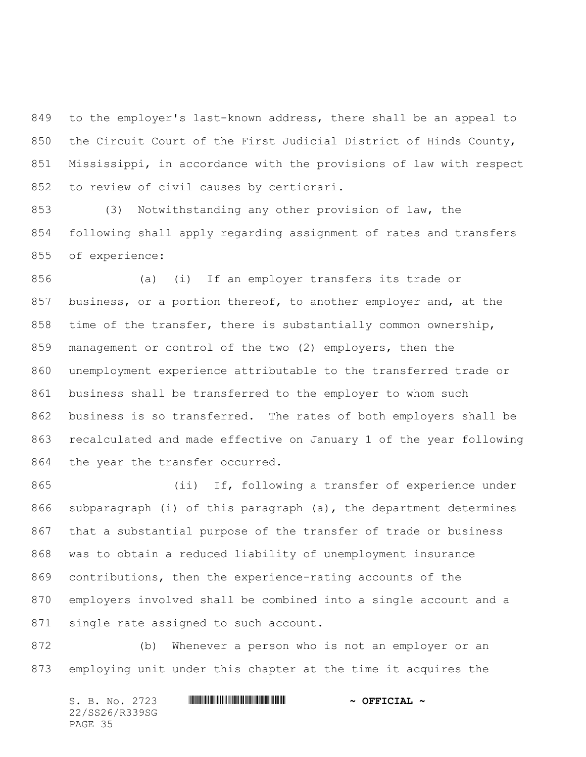to the employer's last-known address, there shall be an appeal to the Circuit Court of the First Judicial District of Hinds County, Mississippi, in accordance with the provisions of law with respect to review of civil causes by certiorari.

(3) Notwithstanding any other provision of law, the following shall apply regarding assignment of rates and transfers of experience:

(a) (i) If an employer transfers its trade or business, or a portion thereof, to another employer and, at the time of the transfer, there is substantially common ownership, management or control of the two (2) employers, then the unemployment experience attributable to the transferred trade or business shall be transferred to the employer to whom such business is so transferred. The rates of both employers shall be recalculated and made effective on January 1 of the year following the year the transfer occurred.

(ii) If, following a transfer of experience under subparagraph (i) of this paragraph (a), the department determines that a substantial purpose of the transfer of trade or business was to obtain a reduced liability of unemployment insurance contributions, then the experience-rating accounts of the employers involved shall be combined into a single account and a single rate assigned to such account.

(b) Whenever a person who is not an employer or an employing unit under this chapter at the time it acquires the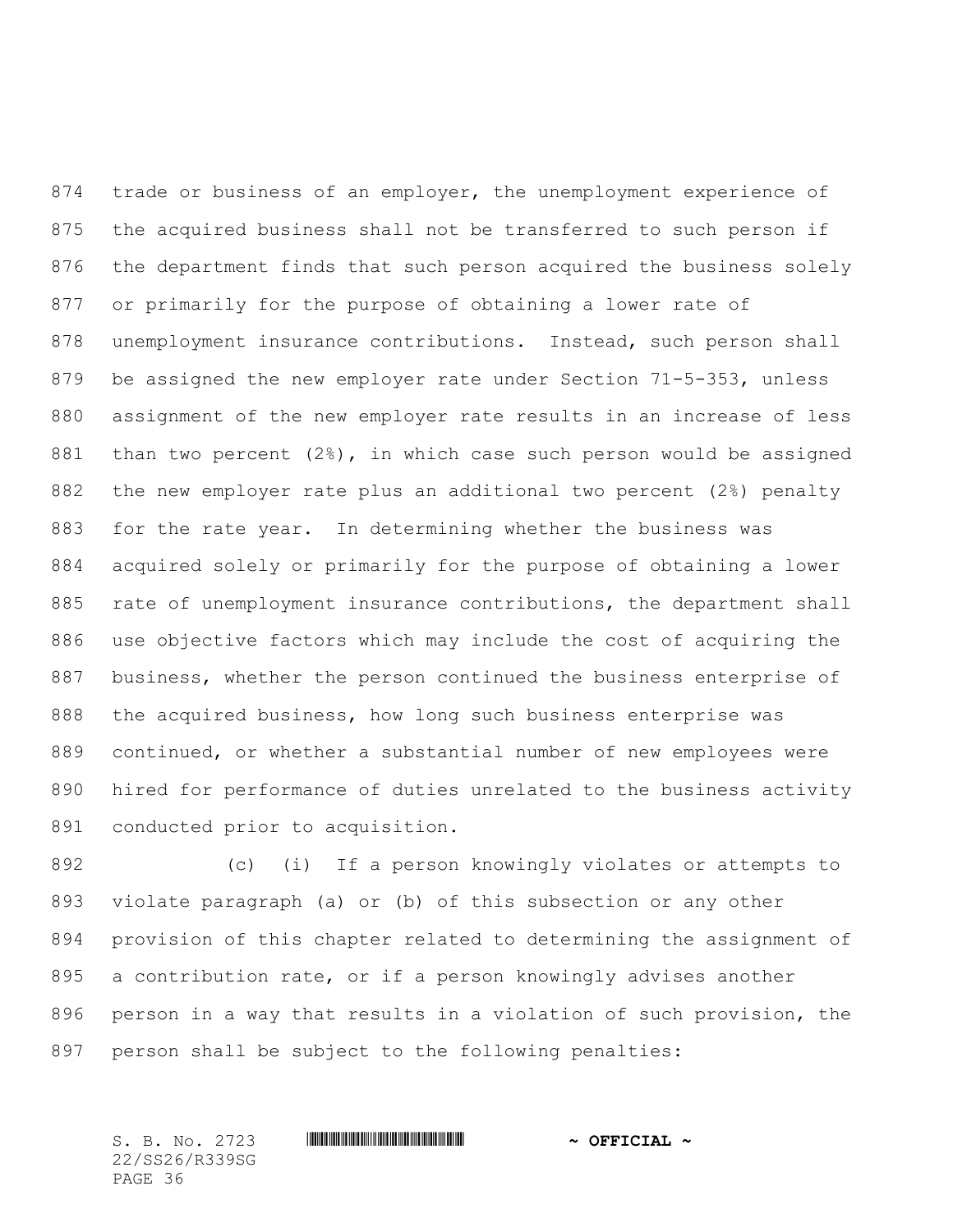trade or business of an employer, the unemployment experience of the acquired business shall not be transferred to such person if the department finds that such person acquired the business solely or primarily for the purpose of obtaining a lower rate of unemployment insurance contributions. Instead, such person shall be assigned the new employer rate under Section 71-5-353, unless assignment of the new employer rate results in an increase of less than two percent (2%), in which case such person would be assigned the new employer rate plus an additional two percent (2%) penalty for the rate year. In determining whether the business was acquired solely or primarily for the purpose of obtaining a lower rate of unemployment insurance contributions, the department shall use objective factors which may include the cost of acquiring the business, whether the person continued the business enterprise of the acquired business, how long such business enterprise was continued, or whether a substantial number of new employees were hired for performance of duties unrelated to the business activity conducted prior to acquisition.

(c) (i) If a person knowingly violates or attempts to violate paragraph (a) or (b) of this subsection or any other provision of this chapter related to determining the assignment of a contribution rate, or if a person knowingly advises another person in a way that results in a violation of such provision, the person shall be subject to the following penalties: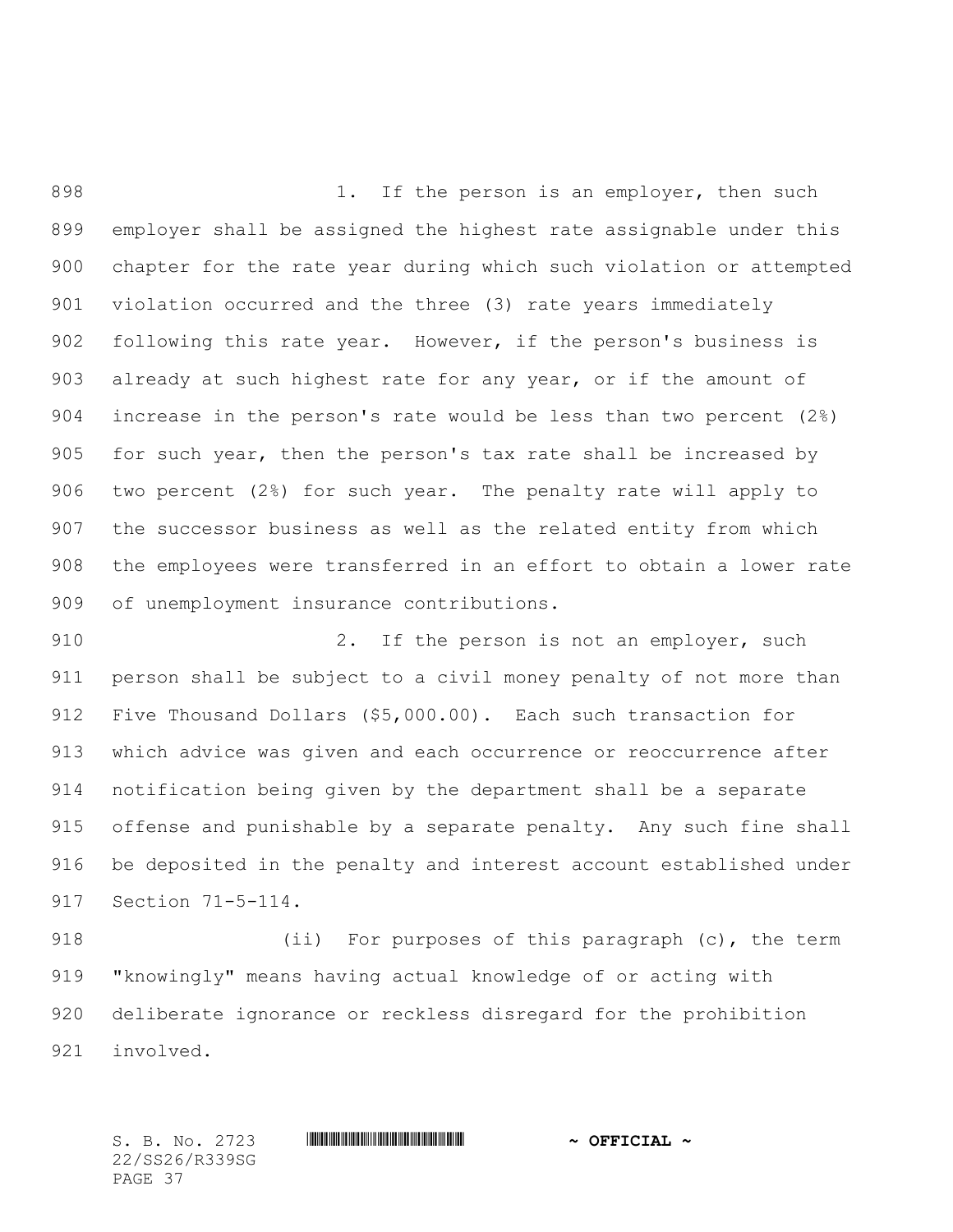1. If the person is an employer, then such employer shall be assigned the highest rate assignable under this chapter for the rate year during which such violation or attempted violation occurred and the three (3) rate years immediately following this rate year. However, if the person's business is already at such highest rate for any year, or if the amount of increase in the person's rate would be less than two percent (2%) for such year, then the person's tax rate shall be increased by two percent (2%) for such year. The penalty rate will apply to the successor business as well as the related entity from which the employees were transferred in an effort to obtain a lower rate of unemployment insurance contributions.

2. If the person is not an employer, such person shall be subject to a civil money penalty of not more than Five Thousand Dollars ($5,000.00). Each such transaction for which advice was given and each occurrence or reoccurrence after notification being given by the department shall be a separate offense and punishable by a separate penalty. Any such fine shall be deposited in the penalty and interest account established under Section 71-5-114.

(ii) For purposes of this paragraph (c), the term "knowingly" means having actual knowledge of or acting with deliberate ignorance or reckless disregard for the prohibition involved.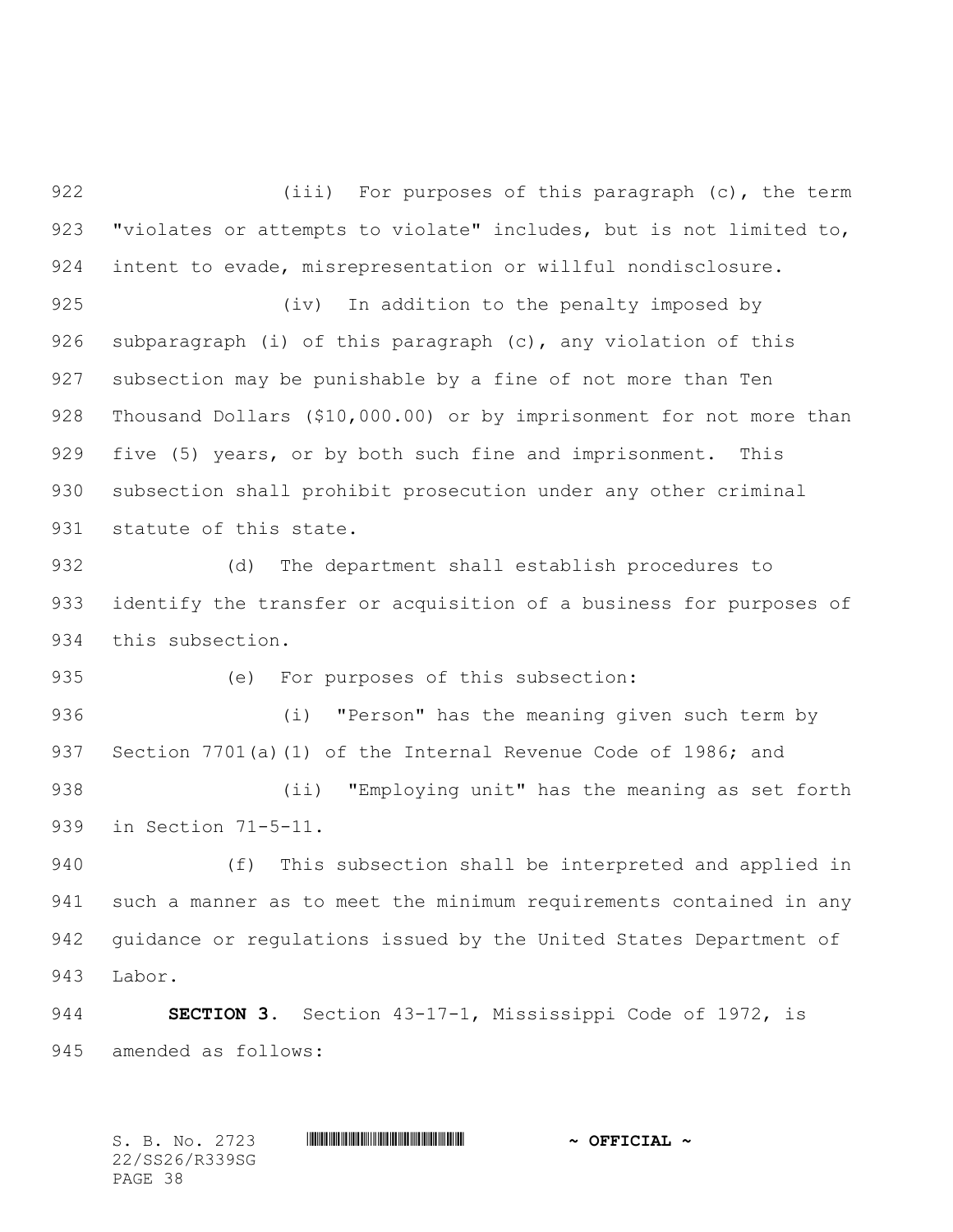(iii) For purposes of this paragraph (c), the term "violates or attempts to violate" includes, but is not limited to, intent to evade, misrepresentation or willful nondisclosure.

(iv) In addition to the penalty imposed by subparagraph (i) of this paragraph (c), any violation of this subsection may be punishable by a fine of not more than Ten Thousand Dollars ($10,000.00) or by imprisonment for not more than five (5) years, or by both such fine and imprisonment. This subsection shall prohibit prosecution under any other criminal statute of this state.

(d) The department shall establish procedures to identify the transfer or acquisition of a business for purposes of this subsection.

(e) For purposes of this subsection:

(i) "Person" has the meaning given such term by Section 7701(a)(1) of the Internal Revenue Code of 1986; and

(ii) "Employing unit" has the meaning as set forth in Section 71-5-11.

(f) This subsection shall be interpreted and applied in such a manner as to meet the minimum requirements contained in any guidance or regulations issued by the United States Department of Labor.

**SECTION 3.** Section 43-17-1, Mississippi Code of 1972, is amended as follows: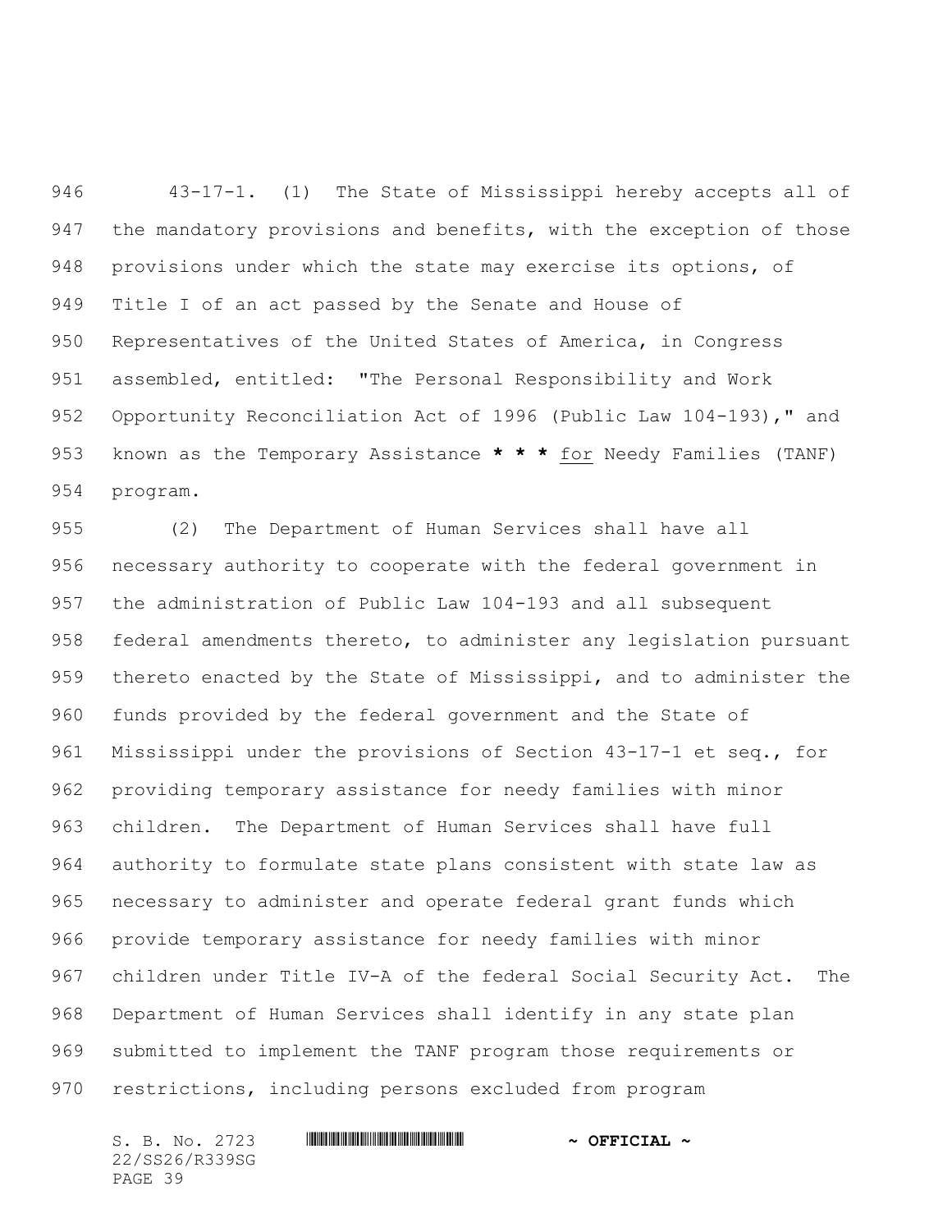43-17-1. (1) The State of Mississippi hereby accepts all of the mandatory provisions and benefits, with the exception of those provisions under which the state may exercise its options, of Title I of an act passed by the Senate and House of Representatives of the United States of America, in Congress assembled, entitled: "The Personal Responsibility and Work Opportunity Reconciliation Act of 1996 (Public Law 104-193)," and known as the Temporary Assistance **\* \* \*** <u>for</u> Needy Families (TANF) program.

(2) The Department of Human Services shall have all necessary authority to cooperate with the federal government in the administration of Public Law 104-193 and all subsequent federal amendments thereto, to administer any legislation pursuant thereto enacted by the State of Mississippi, and to administer the funds provided by the federal government and the State of Mississippi under the provisions of Section 43-17-1 et seq., for providing temporary assistance for needy families with minor children. The Department of Human Services shall have full authority to formulate state plans consistent with state law as necessary to administer and operate federal grant funds which provide temporary assistance for needy families with minor children under Title IV-A of the federal Social Security Act. The Department of Human Services shall identify in any state plan submitted to implement the TANF program those requirements or restrictions, including persons excluded from program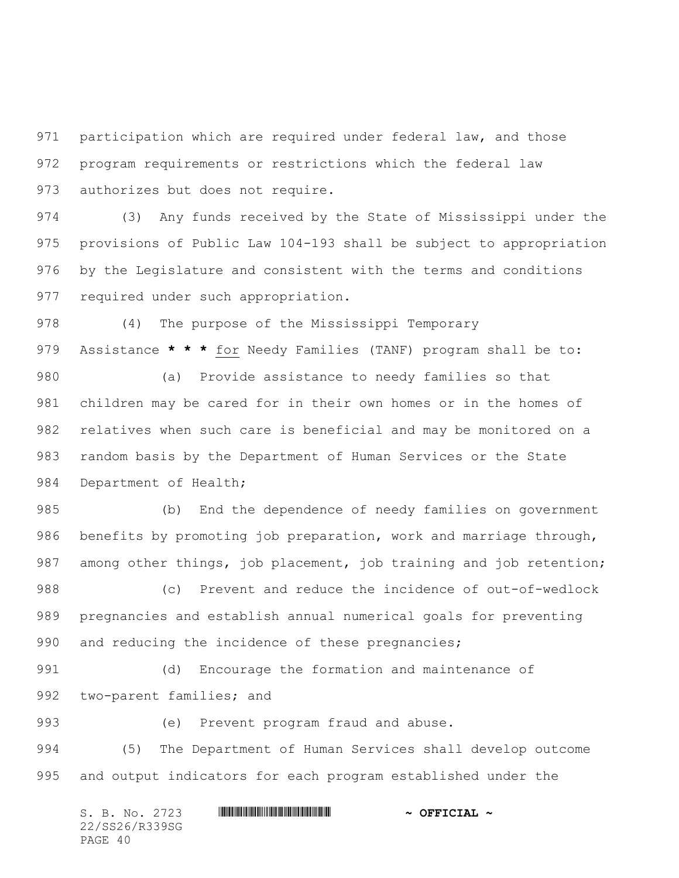participation which are required under federal law, and those program requirements or restrictions which the federal law authorizes but does not require.

(3) Any funds received by the State of Mississippi under the provisions of Public Law 104-193 shall be subject to appropriation by the Legislature and consistent with the terms and conditions required under such appropriation.

(4) The purpose of the Mississippi Temporary Assistance *** * *** for Needy Families (TANF) program shall be to:

(a) Provide assistance to needy families so that children may be cared for in their own homes or in the homes of relatives when such care is beneficial and may be monitored on a random basis by the Department of Human Services or the State Department of Health;

(b) End the dependence of needy families on government benefits by promoting job preparation, work and marriage through, among other things, job placement, job training and job retention;

(c) Prevent and reduce the incidence of out-of-wedlock pregnancies and establish annual numerical goals for preventing and reducing the incidence of these pregnancies;

(d) Encourage the formation and maintenance of two-parent families; and

(e) Prevent program fraud and abuse.

(5) The Department of Human Services shall develop outcome and output indicators for each program established under the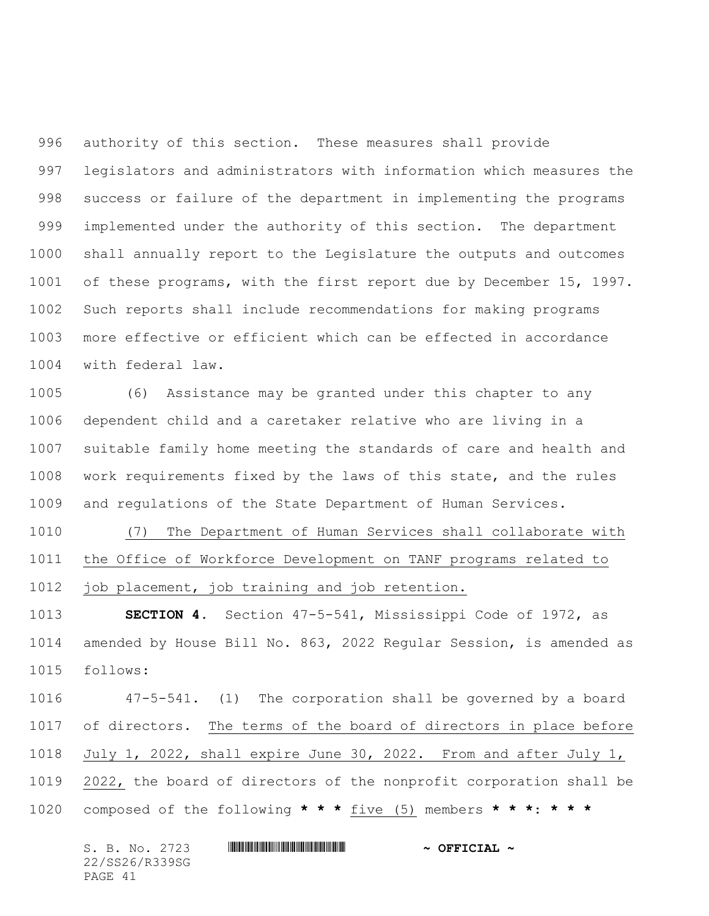authority of this section. These measures shall provide legislators and administrators with information which measures the success or failure of the department in implementing the programs implemented under the authority of this section. The department shall annually report to the Legislature the outputs and outcomes of these programs, with the first report due by December 15, 1997. Such reports shall include recommendations for making programs more effective or efficient which can be effected in accordance with federal law.

(6) Assistance may be granted under this chapter to any dependent child and a caretaker relative who are living in a suitable family home meeting the standards of care and health and work requirements fixed by the laws of this state, and the rules and regulations of the State Department of Human Services.

(7) The Department of Human Services shall collaborate with the Office of Workforce Development on TANF programs related to job placement, job training and job retention.

**SECTION 4.** Section 47-5-541, Mississippi Code of 1972, as amended by House Bill No. 863, 2022 Regular Session, is amended as follows:

47-5-541. (1) The corporation shall be governed by a board of directors. The terms of the board of directors in place before July 1, 2022, shall expire June 30, 2022. From and after July 1, 2022, the board of directors of the nonprofit corporation shall be composed of the following **\* \* \*** five (5) members **\* \* \***: **\* \* \***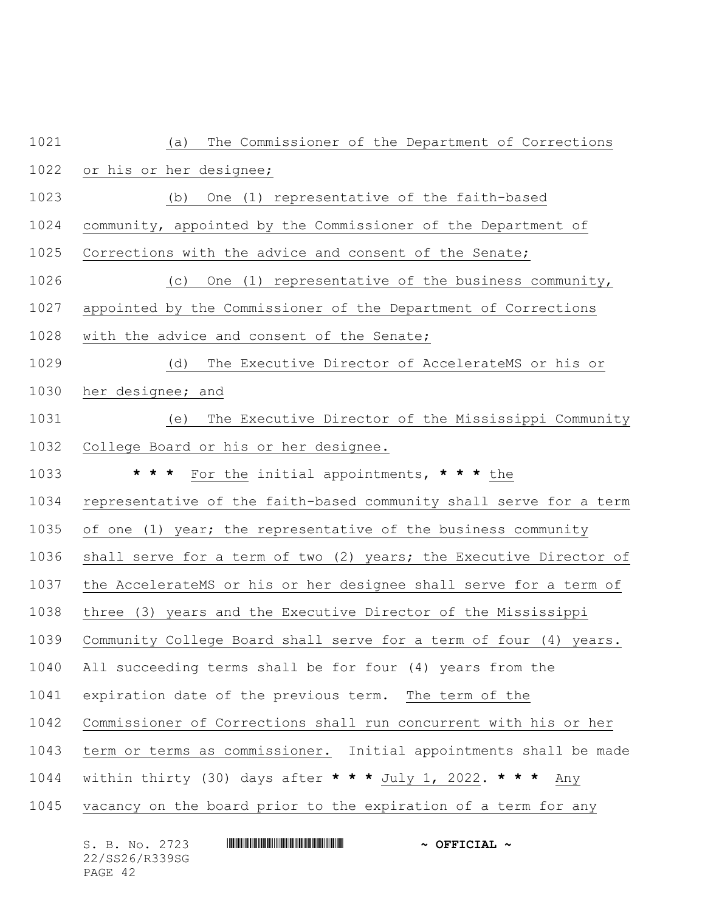(a) The Commissioner of the Department of Corrections or his or her designee;

(b) One (1) representative of the faith-based community, appointed by the Commissioner of the Department of Corrections with the advice and consent of the Senate;

(c) One (1) representative of the business community, appointed by the Commissioner of the Department of Corrections with the advice and consent of the Senate;

(d) The Executive Director of AccelerateMS or his or her designee; and

(e) The Executive Director of the Mississippi Community College Board or his or her designee.

**\* \* \*** For the initial appointments, **\* \* \*** the representative of the faith-based community shall serve for a term of one (1) year; the representative of the business community shall serve for a term of two (2) years; the Executive Director of the AccelerateMS or his or her designee shall serve for a term of three (3) years and the Executive Director of the Mississippi Community College Board shall serve for a term of four (4) years. All succeeding terms shall be for four (4) years from the expiration date of the previous term. The term of the Commissioner of Corrections shall run concurrent with his or her term or terms as commissioner. Initial appointments shall be made within thirty (30) days after **\* \* \*** July 1, 2022. **\* \* \*** Any vacancy on the board prior to the expiration of a term for any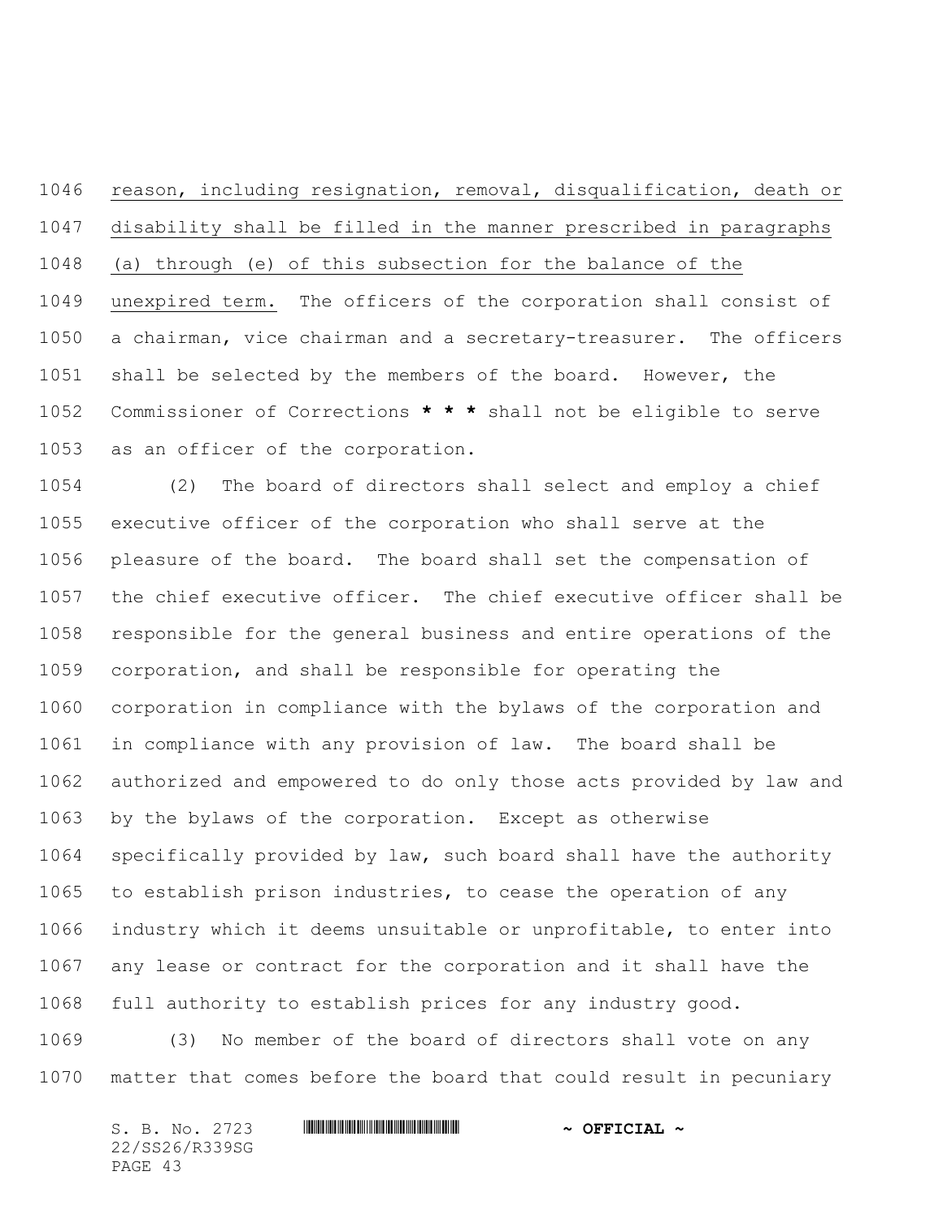reason, including resignation, removal, disqualification, death or disability shall be filled in the manner prescribed in paragraphs (a) through (e) of this subsection for the balance of the unexpired term. The officers of the corporation shall consist of a chairman, vice chairman and a secretary-treasurer. The officers shall be selected by the members of the board. However, the Commissioner of Corrections **\* \* \*** shall not be eligible to serve as an officer of the corporation.

(2) The board of directors shall select and employ a chief executive officer of the corporation who shall serve at the pleasure of the board. The board shall set the compensation of the chief executive officer. The chief executive officer shall be responsible for the general business and entire operations of the corporation, and shall be responsible for operating the corporation in compliance with the bylaws of the corporation and in compliance with any provision of law. The board shall be authorized and empowered to do only those acts provided by law and by the bylaws of the corporation. Except as otherwise specifically provided by law, such board shall have the authority to establish prison industries, to cease the operation of any industry which it deems unsuitable or unprofitable, to enter into any lease or contract for the corporation and it shall have the full authority to establish prices for any industry good.

(3) No member of the board of directors shall vote on any matter that comes before the board that could result in pecuniary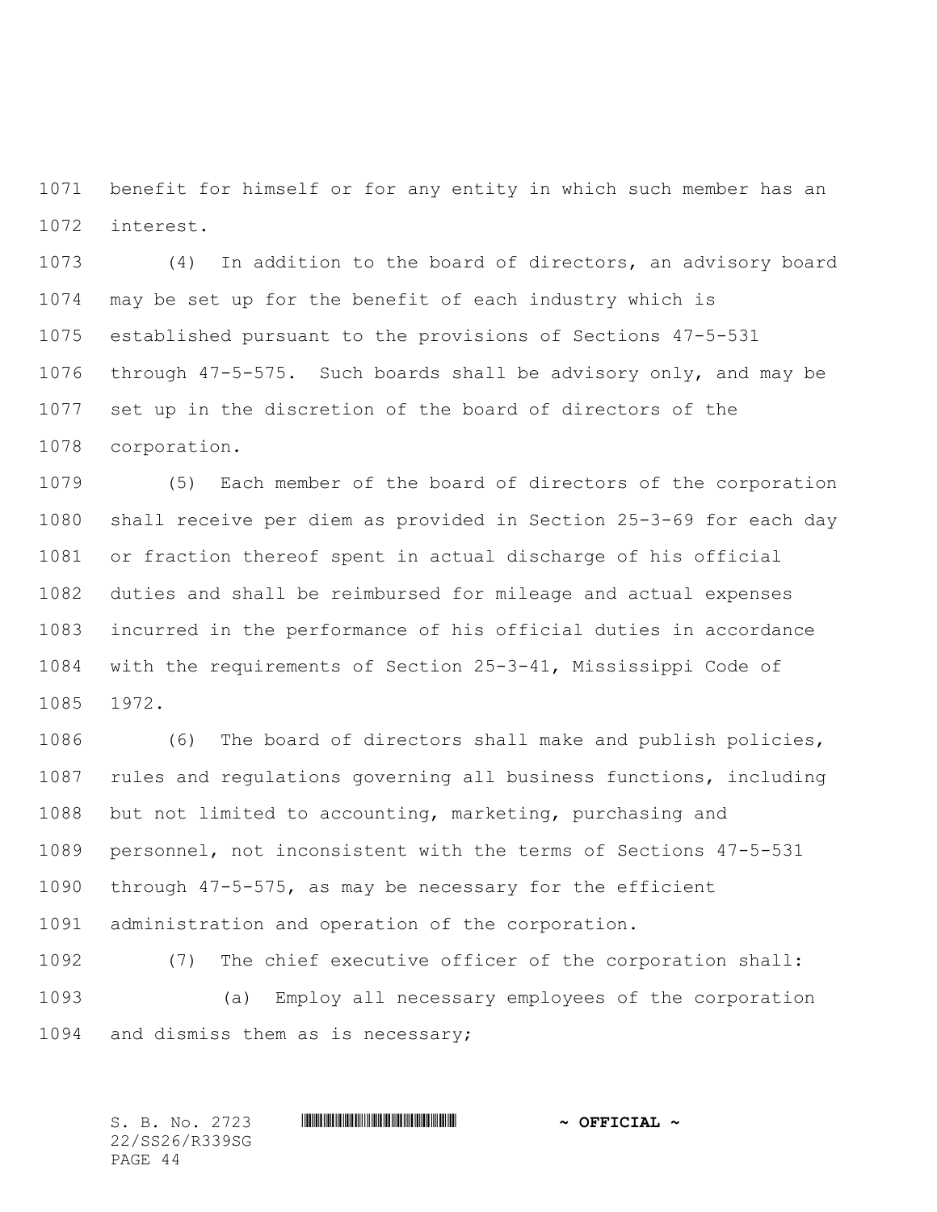benefit for himself or for any entity in which such member has an interest.

(4) In addition to the board of directors, an advisory board may be set up for the benefit of each industry which is established pursuant to the provisions of Sections 47-5-531 through 47-5-575. Such boards shall be advisory only, and may be set up in the discretion of the board of directors of the corporation.

(5) Each member of the board of directors of the corporation shall receive per diem as provided in Section 25-3-69 for each day or fraction thereof spent in actual discharge of his official duties and shall be reimbursed for mileage and actual expenses incurred in the performance of his official duties in accordance with the requirements of Section 25-3-41, Mississippi Code of 1972.

(6) The board of directors shall make and publish policies, rules and regulations governing all business functions, including but not limited to accounting, marketing, purchasing and personnel, not inconsistent with the terms of Sections 47-5-531 through 47-5-575, as may be necessary for the efficient administration and operation of the corporation.

(7) The chief executive officer of the corporation shall:

(a) Employ all necessary employees of the corporation and dismiss them as is necessary;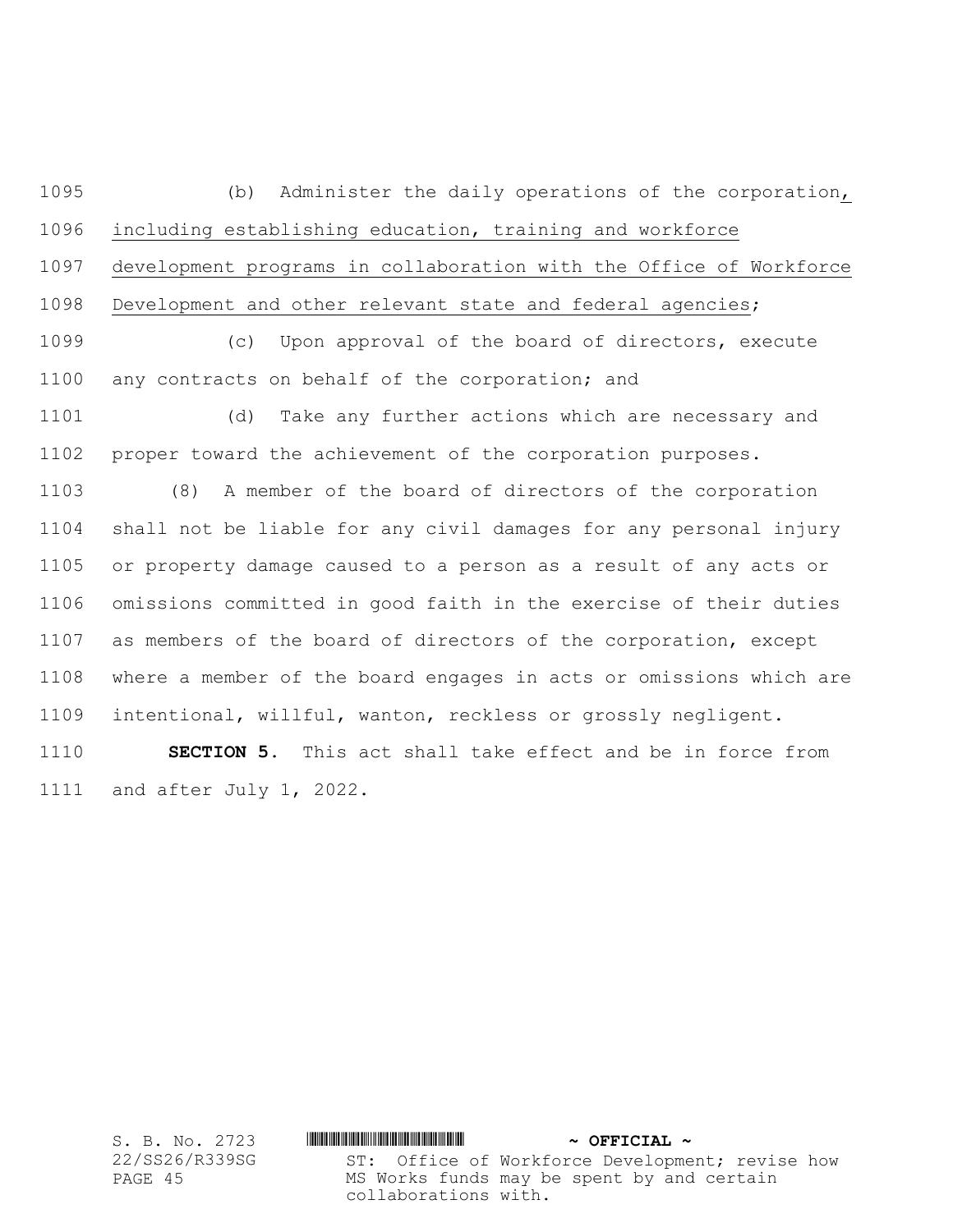(b) Administer the daily operations of the corporation, including establishing education, training and workforce development programs in collaboration with the Office of Workforce Development and other relevant state and federal agencies;

(c) Upon approval of the board of directors, execute any contracts on behalf of the corporation; and

(d) Take any further actions which are necessary and proper toward the achievement of the corporation purposes.

(8) A member of the board of directors of the corporation shall not be liable for any civil damages for any personal injury or property damage caused to a person as a result of any acts or omissions committed in good faith in the exercise of their duties as members of the board of directors of the corporation, except where a member of the board engages in acts or omissions which are intentional, willful, wanton, reckless or grossly negligent.

**SECTION 5.** This act shall take effect and be in force from and after July 1, 2022.